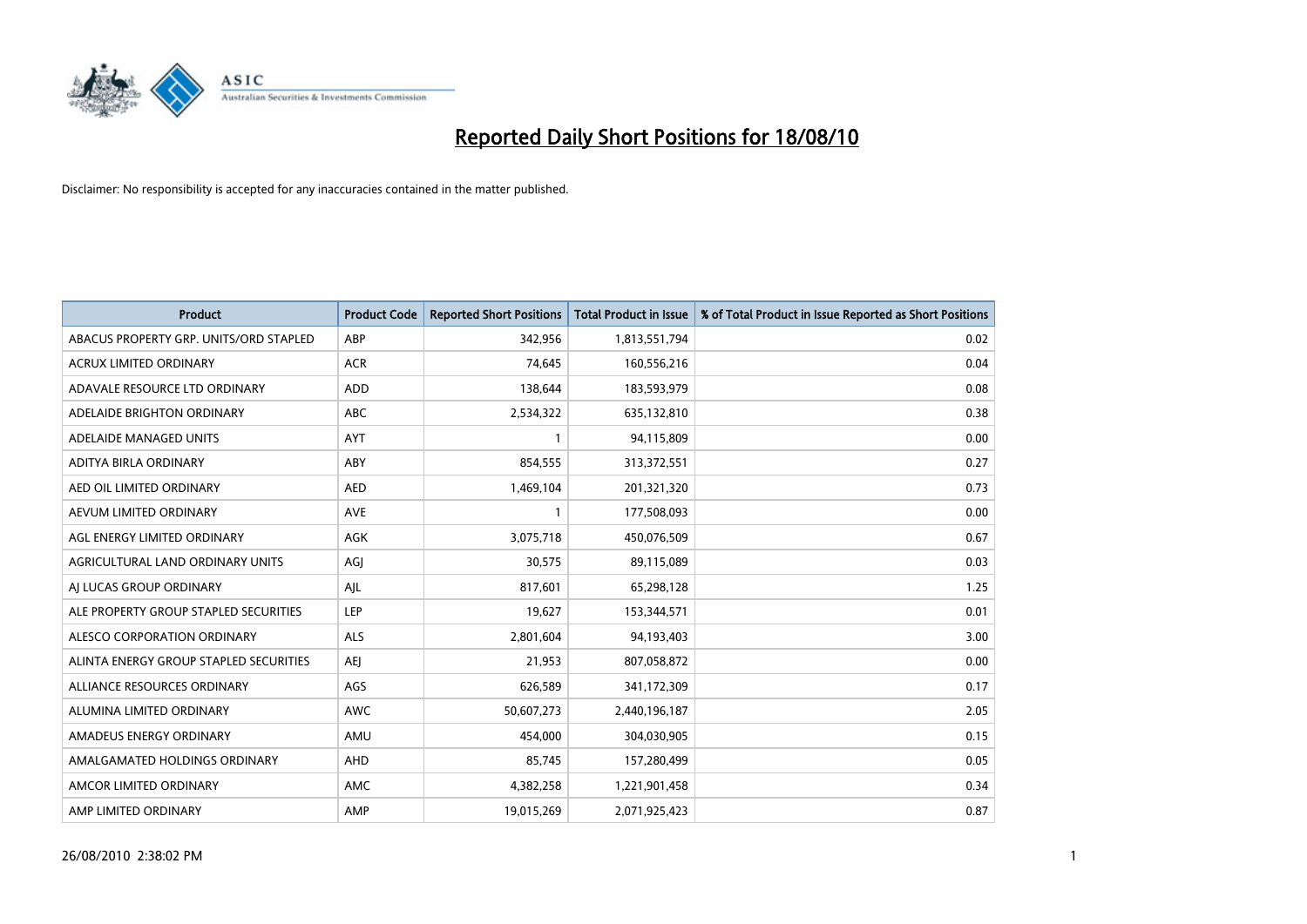# Reported Daily Short Positions for 18/08/10

Disclaimer: No responsibility is accepted for any inaccuracies contained in the matter published.

| Product | Product Code | Reported Short Positions | Total Product in Issue | % of Total Product in Issue Reported as Short Positions |
|---|---|---|---|---|
| ABACUS PROPERTY GRP. UNITS/ORD STAPLED | ABP | 342,956 | 1,813,551,794 | 0.02 |
| ACRUX LIMITED ORDINARY | ACR | 74,645 | 160,556,216 | 0.04 |
| ADAVALE RESOURCE LTD ORDINARY | ADD | 138,644 | 183,593,979 | 0.08 |
| ADELAIDE BRIGHTON ORDINARY | ABC | 2,534,322 | 635,132,810 | 0.38 |
| ADELAIDE MANAGED UNITS | AYT | 1 | 94,115,809 | 0.00 |
| ADITYA BIRLA ORDINARY | ABY | 854,555 | 313,372,551 | 0.27 |
| AED OIL LIMITED ORDINARY | AED | 1,469,104 | 201,321,320 | 0.73 |
| AEVUM LIMITED ORDINARY | AVE | 1 | 177,508,093 | 0.00 |
| AGL ENERGY LIMITED ORDINARY | AGK | 3,075,718 | 450,076,509 | 0.67 |
| AGRICULTURAL LAND ORDINARY UNITS | AGJ | 30,575 | 89,115,089 | 0.03 |
| AJ LUCAS GROUP ORDINARY | AJL | 817,601 | 65,298,128 | 1.25 |
| ALE PROPERTY GROUP STAPLED SECURITIES | LEP | 19,627 | 153,344,571 | 0.01 |
| ALESCO CORPORATION ORDINARY | ALS | 2,801,604 | 94,193,403 | 3.00 |
| ALINTA ENERGY GROUP STAPLED SECURITIES | AEJ | 21,953 | 807,058,872 | 0.00 |
| ALLIANCE RESOURCES ORDINARY | AGS | 626,589 | 341,172,309 | 0.17 |
| ALUMINA LIMITED ORDINARY | AWC | 50,607,273 | 2,440,196,187 | 2.05 |
| AMADEUS ENERGY ORDINARY | AMU | 454,000 | 304,030,905 | 0.15 |
| AMALGAMATED HOLDINGS ORDINARY | AHD | 85,745 | 157,280,499 | 0.05 |
| AMCOR LIMITED ORDINARY | AMC | 4,382,258 | 1,221,901,458 | 0.34 |
| AMP LIMITED ORDINARY | AMP | 19,015,269 | 2,071,925,423 | 0.87 |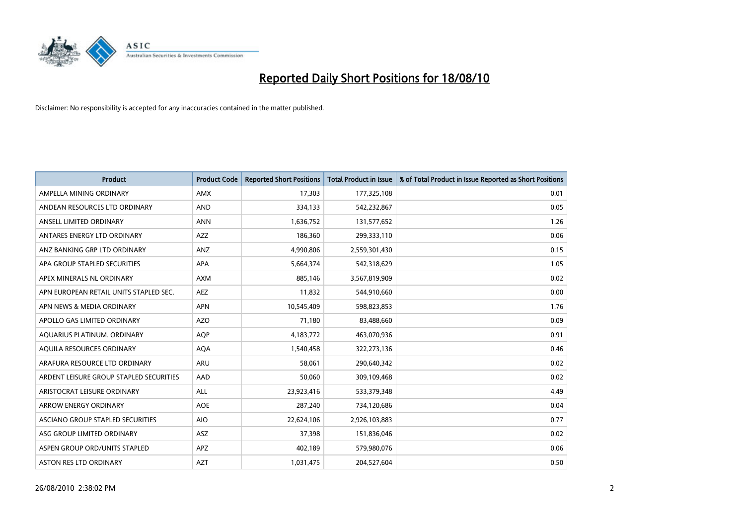# Reported Daily Short Positions for 18/08/10

Disclaimer: No responsibility is accepted for any inaccuracies contained in the matter published.

| Product | Product Code | Reported Short Positions | Total Product in Issue | % of Total Product in Issue Reported as Short Positions |
|---|---|---|---|---|
| AMPELLA MINING ORDINARY | AMX | 17,303 | 177,325,108 | 0.01 |
| ANDEAN RESOURCES LTD ORDINARY | AND | 334,133 | 542,232,867 | 0.05 |
| ANSELL LIMITED ORDINARY | ANN | 1,636,752 | 131,577,652 | 1.26 |
| ANTARES ENERGY LTD ORDINARY | AZZ | 186,360 | 299,333,110 | 0.06 |
| ANZ BANKING GRP LTD ORDINARY | ANZ | 4,990,806 | 2,559,301,430 | 0.15 |
| APA GROUP STAPLED SECURITIES | APA | 5,664,374 | 542,318,629 | 1.05 |
| APEX MINERALS NL ORDINARY | AXM | 885,146 | 3,567,819,909 | 0.02 |
| APN EUROPEAN RETAIL UNITS STAPLED SEC. | AEZ | 11,832 | 544,910,660 | 0.00 |
| APN NEWS & MEDIA ORDINARY | APN | 10,545,409 | 598,823,853 | 1.76 |
| APOLLO GAS LIMITED ORDINARY | AZO | 71,180 | 83,488,660 | 0.09 |
| AQUARIUS PLATINUM. ORDINARY | AQP | 4,183,772 | 463,070,936 | 0.91 |
| AQUILA RESOURCES ORDINARY | AQA | 1,540,458 | 322,273,136 | 0.46 |
| ARAFURA RESOURCE LTD ORDINARY | ARU | 58,061 | 290,640,342 | 0.02 |
| ARDENT LEISURE GROUP STAPLED SECURITIES | AAD | 50,060 | 309,109,468 | 0.02 |
| ARISTOCRAT LEISURE ORDINARY | ALL | 23,923,416 | 533,379,348 | 4.49 |
| ARROW ENERGY ORDINARY | AOE | 287,240 | 734,120,686 | 0.04 |
| ASCIANO GROUP STAPLED SECURITIES | AIO | 22,624,106 | 2,926,103,883 | 0.77 |
| ASG GROUP LIMITED ORDINARY | ASZ | 37,398 | 151,836,046 | 0.02 |
| ASPEN GROUP ORD/UNITS STAPLED | APZ | 402,189 | 579,980,076 | 0.06 |
| ASTON RES LTD ORDINARY | AZT | 1,031,475 | 204,527,604 | 0.50 |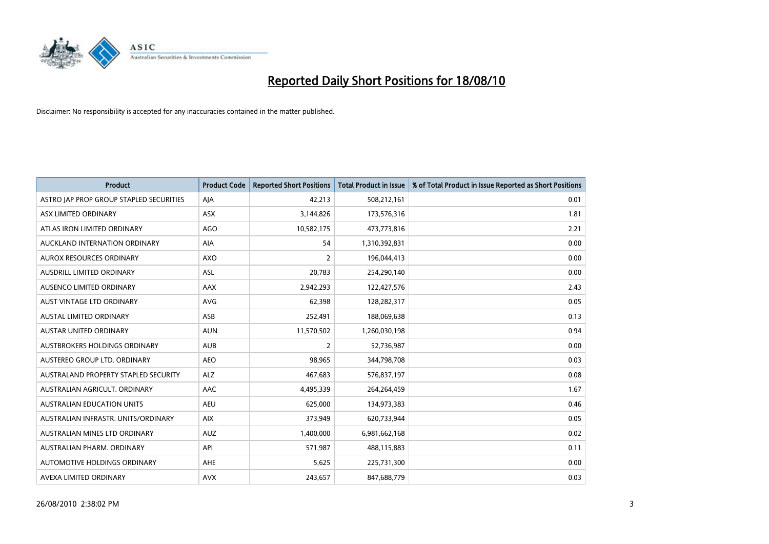# Reported Daily Short Positions for 18/08/10

Disclaimer: No responsibility is accepted for any inaccuracies contained in the matter published.

| Product | Product Code | Reported Short Positions | Total Product in Issue | % of Total Product in Issue Reported as Short Positions |
|---|---|---|---|---|
| ASTRO JAP PROP GROUP STAPLED SECURITIES | AJA | 42,213 | 508,212,161 | 0.01 |
| ASX LIMITED ORDINARY | ASX | 3,144,826 | 173,576,316 | 1.81 |
| ATLAS IRON LIMITED ORDINARY | AGO | 10,582,175 | 473,773,816 | 2.21 |
| AUCKLAND INTERNATION ORDINARY | AIA | 54 | 1,310,392,831 | 0.00 |
| AUROX RESOURCES ORDINARY | AXO | 2 | 196,044,413 | 0.00 |
| AUSDRILL LIMITED ORDINARY | ASL | 20,783 | 254,290,140 | 0.00 |
| AUSENCO LIMITED ORDINARY | AAX | 2,942,293 | 122,427,576 | 2.43 |
| AUST VINTAGE LTD ORDINARY | AVG | 62,398 | 128,282,317 | 0.05 |
| AUSTAL LIMITED ORDINARY | ASB | 252,491 | 188,069,638 | 0.13 |
| AUSTAR UNITED ORDINARY | AUN | 11,570,502 | 1,260,030,198 | 0.94 |
| AUSTBROKERS HOLDINGS ORDINARY | AUB | 2 | 52,736,987 | 0.00 |
| AUSTEREO GROUP LTD. ORDINARY | AEO | 98,965 | 344,798,708 | 0.03 |
| AUSTRALAND PROPERTY STAPLED SECURITY | ALZ | 467,683 | 576,837,197 | 0.08 |
| AUSTRALIAN AGRICULT. ORDINARY | AAC | 4,495,339 | 264,264,459 | 1.67 |
| AUSTRALIAN EDUCATION UNITS | AEU | 625,000 | 134,973,383 | 0.46 |
| AUSTRALIAN INFRASTR. UNITS/ORDINARY | AIX | 373,949 | 620,733,944 | 0.05 |
| AUSTRALIAN MINES LTD ORDINARY | AUZ | 1,400,000 | 6,981,662,168 | 0.02 |
| AUSTRALIAN PHARM. ORDINARY | API | 571,987 | 488,115,883 | 0.11 |
| AUTOMOTIVE HOLDINGS ORDINARY | AHE | 5,625 | 225,731,300 | 0.00 |
| AVEXA LIMITED ORDINARY | AVX | 243,657 | 847,688,779 | 0.03 |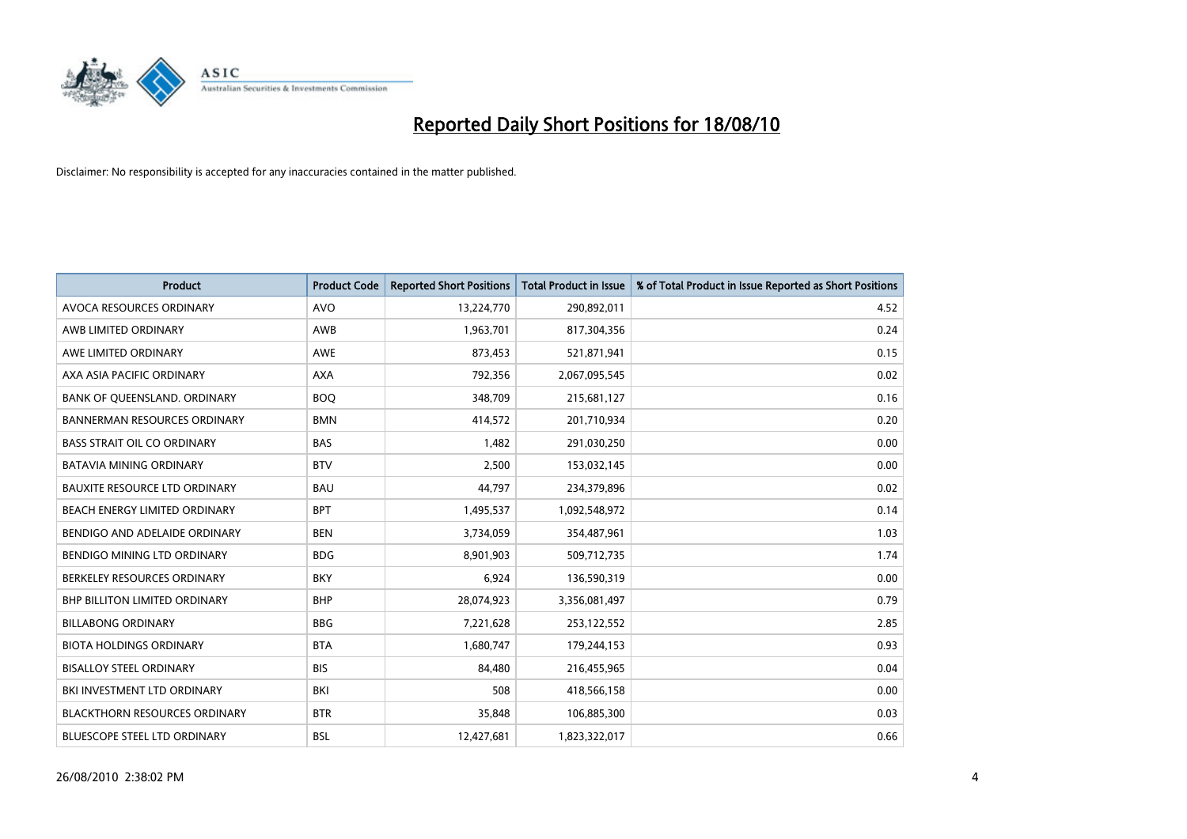# Reported Daily Short Positions for 18/08/10

Disclaimer: No responsibility is accepted for any inaccuracies contained in the matter published.

| Product | Product Code | Reported Short Positions | Total Product in Issue | % of Total Product in Issue Reported as Short Positions |
|---|---|---|---|---|
| AVOCA RESOURCES ORDINARY | AVO | 13,224,770 | 290,892,011 | 4.52 |
| AWB LIMITED ORDINARY | AWB | 1,963,701 | 817,304,356 | 0.24 |
| AWE LIMITED ORDINARY | AWE | 873,453 | 521,871,941 | 0.15 |
| AXA ASIA PACIFIC ORDINARY | AXA | 792,356 | 2,067,095,545 | 0.02 |
| BANK OF QUEENSLAND. ORDINARY | BOQ | 348,709 | 215,681,127 | 0.16 |
| BANNERMAN RESOURCES ORDINARY | BMN | 414,572 | 201,710,934 | 0.20 |
| BASS STRAIT OIL CO ORDINARY | BAS | 1,482 | 291,030,250 | 0.00 |
| BATAVIA MINING ORDINARY | BTV | 2,500 | 153,032,145 | 0.00 |
| BAUXITE RESOURCE LTD ORDINARY | BAU | 44,797 | 234,379,896 | 0.02 |
| BEACH ENERGY LIMITED ORDINARY | BPT | 1,495,537 | 1,092,548,972 | 0.14 |
| BENDIGO AND ADELAIDE ORDINARY | BEN | 3,734,059 | 354,487,961 | 1.03 |
| BENDIGO MINING LTD ORDINARY | BDG | 8,901,903 | 509,712,735 | 1.74 |
| BERKELEY RESOURCES ORDINARY | BKY | 6,924 | 136,590,319 | 0.00 |
| BHP BILLITON LIMITED ORDINARY | BHP | 28,074,923 | 3,356,081,497 | 0.79 |
| BILLABONG ORDINARY | BBG | 7,221,628 | 253,122,552 | 2.85 |
| BIOTA HOLDINGS ORDINARY | BTA | 1,680,747 | 179,244,153 | 0.93 |
| BISALLOY STEEL ORDINARY | BIS | 84,480 | 216,455,965 | 0.04 |
| BKI INVESTMENT LTD ORDINARY | BKI | 508 | 418,566,158 | 0.00 |
| BLACKTHORN RESOURCES ORDINARY | BTR | 35,848 | 106,885,300 | 0.03 |
| BLUESCOPE STEEL LTD ORDINARY | BSL | 12,427,681 | 1,823,322,017 | 0.66 |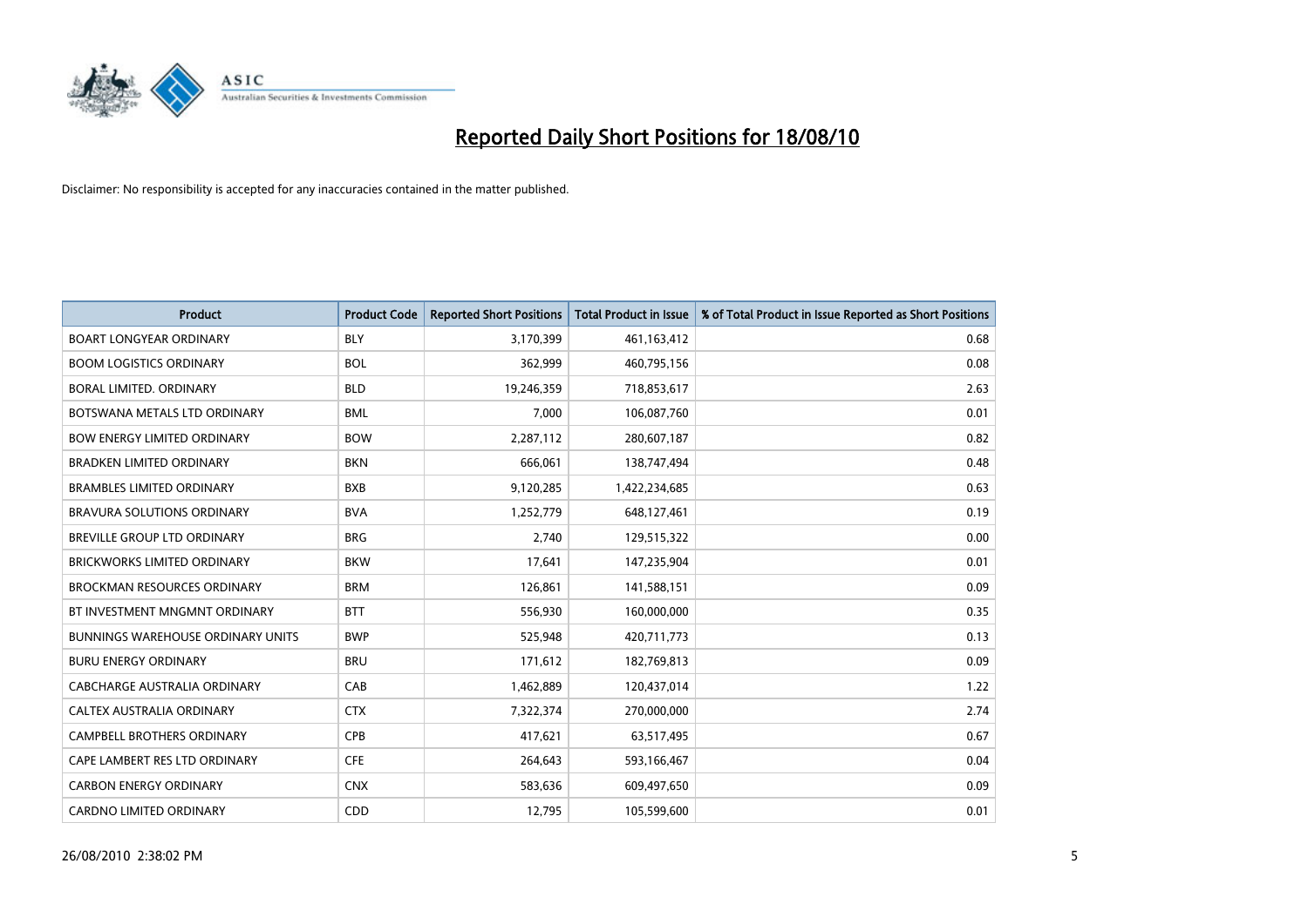# Reported Daily Short Positions for 18/08/10

Disclaimer: No responsibility is accepted for any inaccuracies contained in the matter published.

| Product | Product Code | Reported Short Positions | Total Product in Issue | % of Total Product in Issue Reported as Short Positions |
|---|---|---|---|---|
| BOART LONGYEAR ORDINARY | BLY | 3,170,399 | 461,163,412 | 0.68 |
| BOOM LOGISTICS ORDINARY | BOL | 362,999 | 460,795,156 | 0.08 |
| BORAL LIMITED. ORDINARY | BLD | 19,246,359 | 718,853,617 | 2.63 |
| BOTSWANA METALS LTD ORDINARY | BML | 7,000 | 106,087,760 | 0.01 |
| BOW ENERGY LIMITED ORDINARY | BOW | 2,287,112 | 280,607,187 | 0.82 |
| BRADKEN LIMITED ORDINARY | BKN | 666,061 | 138,747,494 | 0.48 |
| BRAMBLES LIMITED ORDINARY | BXB | 9,120,285 | 1,422,234,685 | 0.63 |
| BRAVURA SOLUTIONS ORDINARY | BVA | 1,252,779 | 648,127,461 | 0.19 |
| BREVILLE GROUP LTD ORDINARY | BRG | 2,740 | 129,515,322 | 0.00 |
| BRICKWORKS LIMITED ORDINARY | BKW | 17,641 | 147,235,904 | 0.01 |
| BROCKMAN RESOURCES ORDINARY | BRM | 126,861 | 141,588,151 | 0.09 |
| BT INVESTMENT MNGMNT ORDINARY | BTT | 556,930 | 160,000,000 | 0.35 |
| BUNNINGS WAREHOUSE ORDINARY UNITS | BWP | 525,948 | 420,711,773 | 0.13 |
| BURU ENERGY ORDINARY | BRU | 171,612 | 182,769,813 | 0.09 |
| CABCHARGE AUSTRALIA ORDINARY | CAB | 1,462,889 | 120,437,014 | 1.22 |
| CALTEX AUSTRALIA ORDINARY | CTX | 7,322,374 | 270,000,000 | 2.74 |
| CAMPBELL BROTHERS ORDINARY | CPB | 417,621 | 63,517,495 | 0.67 |
| CAPE LAMBERT RES LTD ORDINARY | CFE | 264,643 | 593,166,467 | 0.04 |
| CARBON ENERGY ORDINARY | CNX | 583,636 | 609,497,650 | 0.09 |
| CARDNO LIMITED ORDINARY | CDD | 12,795 | 105,599,600 | 0.01 |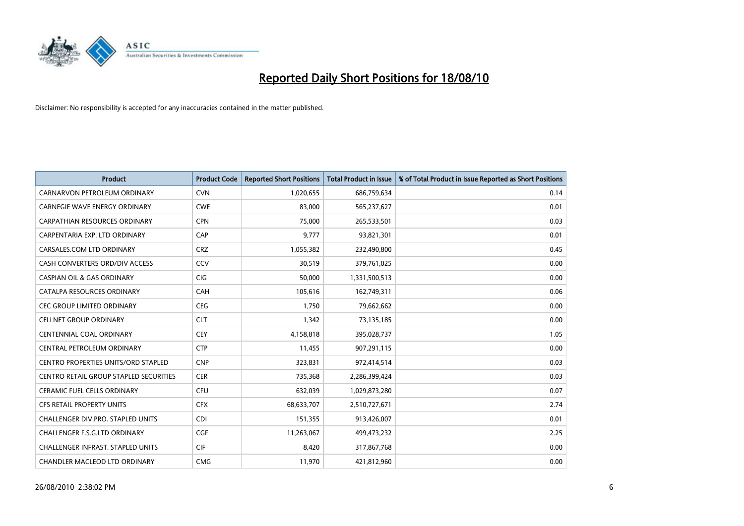# Reported Daily Short Positions for 18/08/10

Disclaimer: No responsibility is accepted for any inaccuracies contained in the matter published.

| Product | Product Code | Reported Short Positions | Total Product in Issue | % of Total Product in Issue Reported as Short Positions |
|---|---|---|---|---|
| CARNARVON PETROLEUM ORDINARY | CVN | 1,020,655 | 686,759,634 | 0.14 |
| CARNEGIE WAVE ENERGY ORDINARY | CWE | 83,000 | 565,237,627 | 0.01 |
| CARPATHIAN RESOURCES ORDINARY | CPN | 75,000 | 265,533,501 | 0.03 |
| CARPENTARIA EXP. LTD ORDINARY | CAP | 9,777 | 93,821,301 | 0.01 |
| CARSALES.COM LTD ORDINARY | CRZ | 1,055,382 | 232,490,800 | 0.45 |
| CASH CONVERTERS ORD/DIV ACCESS | CCV | 30,519 | 379,761,025 | 0.00 |
| CASPIAN OIL & GAS ORDINARY | CIG | 50,000 | 1,331,500,513 | 0.00 |
| CATALPA RESOURCES ORDINARY | CAH | 105,616 | 162,749,311 | 0.06 |
| CEC GROUP LIMITED ORDINARY | CEG | 1,750 | 79,662,662 | 0.00 |
| CELLNET GROUP ORDINARY | CLT | 1,342 | 73,135,185 | 0.00 |
| CENTENNIAL COAL ORDINARY | CEY | 4,158,818 | 395,028,737 | 1.05 |
| CENTRAL PETROLEUM ORDINARY | CTP | 11,455 | 907,291,115 | 0.00 |
| CENTRO PROPERTIES UNITS/ORD STAPLED | CNP | 323,831 | 972,414,514 | 0.03 |
| CENTRO RETAIL GROUP STAPLED SECURITIES | CER | 735,368 | 2,286,399,424 | 0.03 |
| CERAMIC FUEL CELLS ORDINARY | CFU | 632,039 | 1,029,873,280 | 0.07 |
| CFS RETAIL PROPERTY UNITS | CFX | 68,633,707 | 2,510,727,671 | 2.74 |
| CHALLENGER DIV.PRO. STAPLED UNITS | CDI | 151,355 | 913,426,007 | 0.01 |
| CHALLENGER F.S.G.LTD ORDINARY | CGF | 11,263,067 | 499,473,232 | 2.25 |
| CHALLENGER INFRAST. STAPLED UNITS | CIF | 8,420 | 317,867,768 | 0.00 |
| CHANDLER MACLEOD LTD ORDINARY | CMG | 11,970 | 421,812,960 | 0.00 |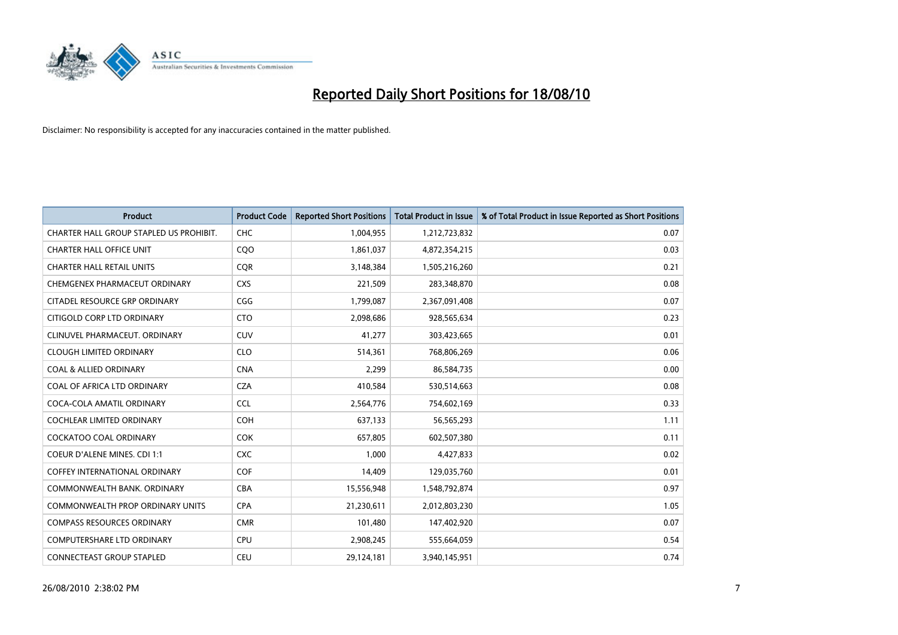# Reported Daily Short Positions for 18/08/10

Disclaimer: No responsibility is accepted for any inaccuracies contained in the matter published.

| Product | Product Code | Reported Short Positions | Total Product in Issue | % of Total Product in Issue Reported as Short Positions |
|---|---|---|---|---|
| CHARTER HALL GROUP STAPLED US PROHIBIT. | CHC | 1,004,955 | 1,212,723,832 | 0.07 |
| CHARTER HALL OFFICE UNIT | CQO | 1,861,037 | 4,872,354,215 | 0.03 |
| CHARTER HALL RETAIL UNITS | CQR | 3,148,384 | 1,505,216,260 | 0.21 |
| CHEMGENEX PHARMACEUT ORDINARY | CXS | 221,509 | 283,348,870 | 0.08 |
| CITADEL RESOURCE GRP ORDINARY | CGG | 1,799,087 | 2,367,091,408 | 0.07 |
| CITIGOLD CORP LTD ORDINARY | CTO | 2,098,686 | 928,565,634 | 0.23 |
| CLINUVEL PHARMACEUT. ORDINARY | CUV | 41,277 | 303,423,665 | 0.01 |
| CLOUGH LIMITED ORDINARY | CLO | 514,361 | 768,806,269 | 0.06 |
| COAL & ALLIED ORDINARY | CNA | 2,299 | 86,584,735 | 0.00 |
| COAL OF AFRICA LTD ORDINARY | CZA | 410,584 | 530,514,663 | 0.08 |
| COCA-COLA AMATIL ORDINARY | CCL | 2,564,776 | 754,602,169 | 0.33 |
| COCHLEAR LIMITED ORDINARY | COH | 637,133 | 56,565,293 | 1.11 |
| COCKATOO COAL ORDINARY | COK | 657,805 | 602,507,380 | 0.11 |
| COEUR D'ALENE MINES. CDI 1:1 | CXC | 1,000 | 4,427,833 | 0.02 |
| COFFEY INTERNATIONAL ORDINARY | COF | 14,409 | 129,035,760 | 0.01 |
| COMMONWEALTH BANK. ORDINARY | CBA | 15,556,948 | 1,548,792,874 | 0.97 |
| COMMONWEALTH PROP ORDINARY UNITS | CPA | 21,230,611 | 2,012,803,230 | 1.05 |
| COMPASS RESOURCES ORDINARY | CMR | 101,480 | 147,402,920 | 0.07 |
| COMPUTERSHARE LTD ORDINARY | CPU | 2,908,245 | 555,664,059 | 0.54 |
| CONNECTEAST GROUP STAPLED | CEU | 29,124,181 | 3,940,145,951 | 0.74 |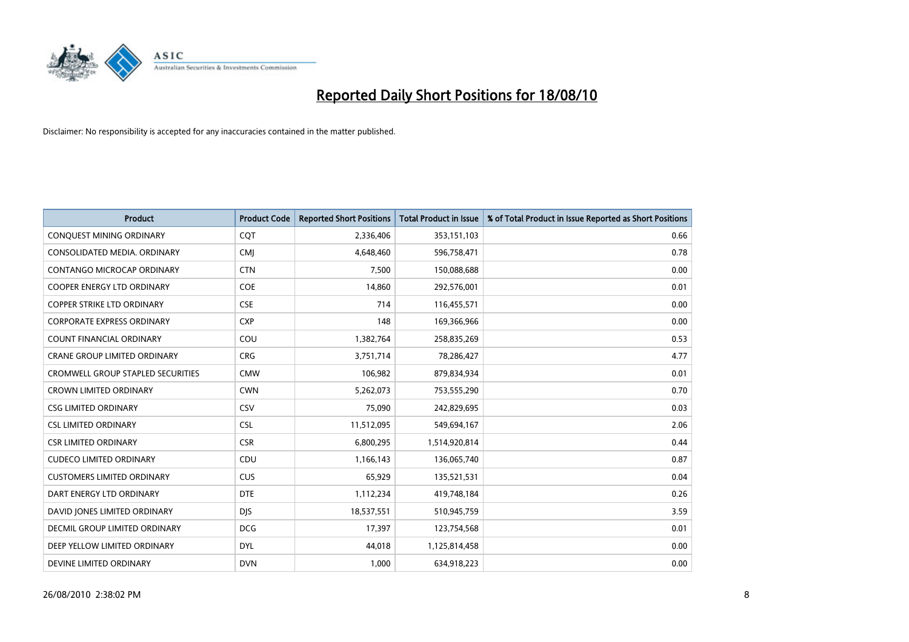# Reported Daily Short Positions for 18/08/10

Disclaimer: No responsibility is accepted for any inaccuracies contained in the matter published.

| Product | Product Code | Reported Short Positions | Total Product in Issue | % of Total Product in Issue Reported as Short Positions |
|---|---|---|---|---|
| CONQUEST MINING ORDINARY | CQT | 2,336,406 | 353,151,103 | 0.66 |
| CONSOLIDATED MEDIA. ORDINARY | CMJ | 4,648,460 | 596,758,471 | 0.78 |
| CONTANGO MICROCAP ORDINARY | CTN | 7,500 | 150,088,688 | 0.00 |
| COOPER ENERGY LTD ORDINARY | COE | 14,860 | 292,576,001 | 0.01 |
| COPPER STRIKE LTD ORDINARY | CSE | 714 | 116,455,571 | 0.00 |
| CORPORATE EXPRESS ORDINARY | CXP | 148 | 169,366,966 | 0.00 |
| COUNT FINANCIAL ORDINARY | COU | 1,382,764 | 258,835,269 | 0.53 |
| CRANE GROUP LIMITED ORDINARY | CRG | 3,751,714 | 78,286,427 | 4.77 |
| CROMWELL GROUP STAPLED SECURITIES | CMW | 106,982 | 879,834,934 | 0.01 |
| CROWN LIMITED ORDINARY | CWN | 5,262,073 | 753,555,290 | 0.70 |
| CSG LIMITED ORDINARY | CSV | 75,090 | 242,829,695 | 0.03 |
| CSL LIMITED ORDINARY | CSL | 11,512,095 | 549,694,167 | 2.06 |
| CSR LIMITED ORDINARY | CSR | 6,800,295 | 1,514,920,814 | 0.44 |
| CUDECO LIMITED ORDINARY | CDU | 1,166,143 | 136,065,740 | 0.87 |
| CUSTOMERS LIMITED ORDINARY | CUS | 65,929 | 135,521,531 | 0.04 |
| DART ENERGY LTD ORDINARY | DTE | 1,112,234 | 419,748,184 | 0.26 |
| DAVID JONES LIMITED ORDINARY | DJS | 18,537,551 | 510,945,759 | 3.59 |
| DECMIL GROUP LIMITED ORDINARY | DCG | 17,397 | 123,754,568 | 0.01 |
| DEEP YELLOW LIMITED ORDINARY | DYL | 44,018 | 1,125,814,458 | 0.00 |
| DEVINE LIMITED ORDINARY | DVN | 1,000 | 634,918,223 | 0.00 |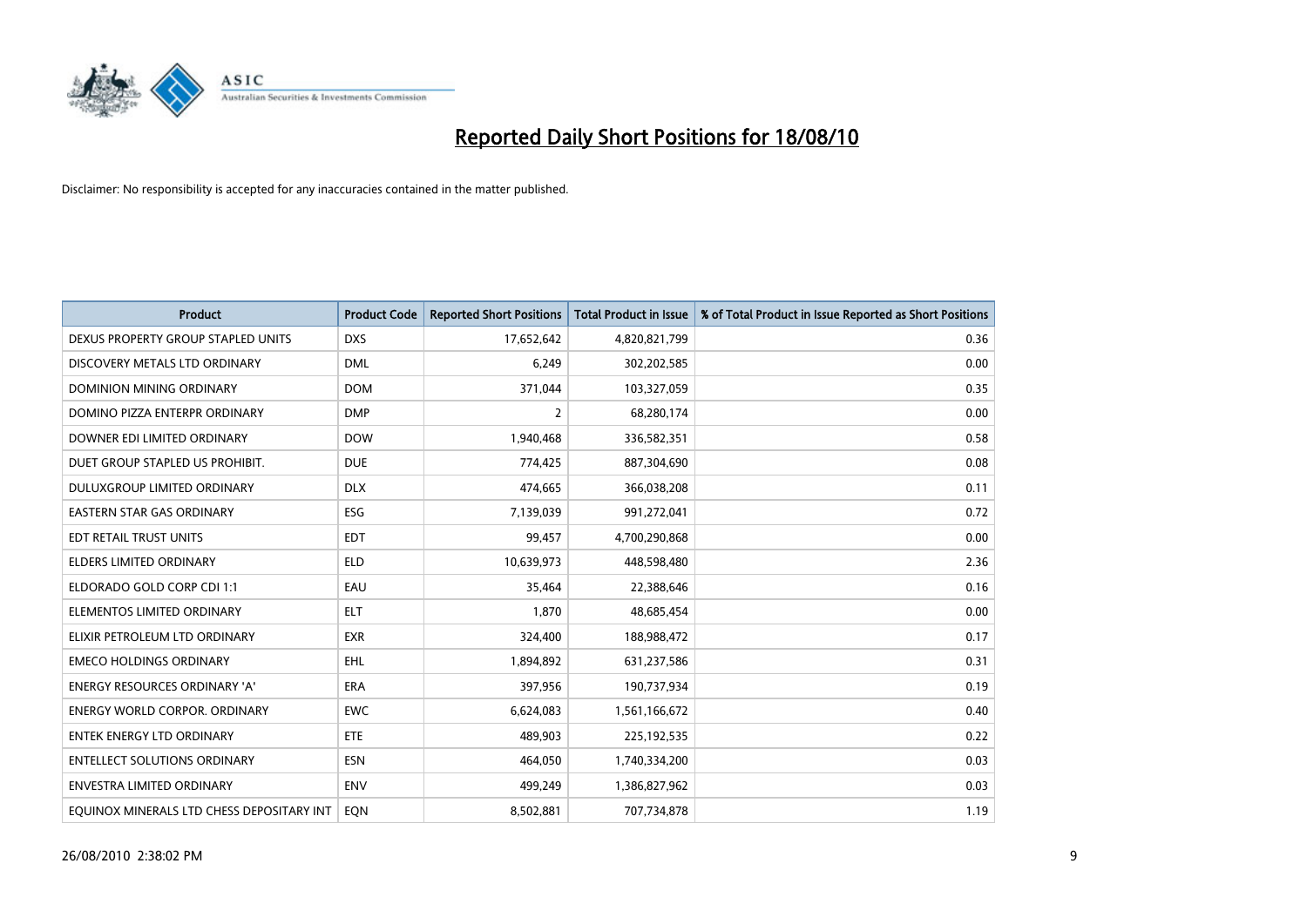# Reported Daily Short Positions for 18/08/10

Disclaimer: No responsibility is accepted for any inaccuracies contained in the matter published.

| Product | Product Code | Reported Short Positions | Total Product in Issue | % of Total Product in Issue Reported as Short Positions |
|---|---|---|---|---|
| DEXUS PROPERTY GROUP STAPLED UNITS | DXS | 17,652,642 | 4,820,821,799 | 0.36 |
| DISCOVERY METALS LTD ORDINARY | DML | 6,249 | 302,202,585 | 0.00 |
| DOMINION MINING ORDINARY | DOM | 371,044 | 103,327,059 | 0.35 |
| DOMINO PIZZA ENTERPR ORDINARY | DMP | 2 | 68,280,174 | 0.00 |
| DOWNER EDI LIMITED ORDINARY | DOW | 1,940,468 | 336,582,351 | 0.58 |
| DUET GROUP STAPLED US PROHIBIT. | DUE | 774,425 | 887,304,690 | 0.08 |
| DULUXGROUP LIMITED ORDINARY | DLX | 474,665 | 366,038,208 | 0.11 |
| EASTERN STAR GAS ORDINARY | ESG | 7,139,039 | 991,272,041 | 0.72 |
| EDT RETAIL TRUST UNITS | EDT | 99,457 | 4,700,290,868 | 0.00 |
| ELDERS LIMITED ORDINARY | ELD | 10,639,973 | 448,598,480 | 2.36 |
| ELDORADO GOLD CORP CDI 1:1 | EAU | 35,464 | 22,388,646 | 0.16 |
| ELEMENTOS LIMITED ORDINARY | ELT | 1,870 | 48,685,454 | 0.00 |
| ELIXIR PETROLEUM LTD ORDINARY | EXR | 324,400 | 188,988,472 | 0.17 |
| EMECO HOLDINGS ORDINARY | EHL | 1,894,892 | 631,237,586 | 0.31 |
| ENERGY RESOURCES ORDINARY 'A' | ERA | 397,956 | 190,737,934 | 0.19 |
| ENERGY WORLD CORPOR. ORDINARY | EWC | 6,624,083 | 1,561,166,672 | 0.40 |
| ENTEK ENERGY LTD ORDINARY | ETE | 489,903 | 225,192,535 | 0.22 |
| ENTELLECT SOLUTIONS ORDINARY | ESN | 464,050 | 1,740,334,200 | 0.03 |
| ENVESTRA LIMITED ORDINARY | ENV | 499,249 | 1,386,827,962 | 0.03 |
| EQUINOX MINERALS LTD CHESS DEPOSITARY INT | EQN | 8,502,881 | 707,734,878 | 1.19 |

26/08/2010 2:38:02 PM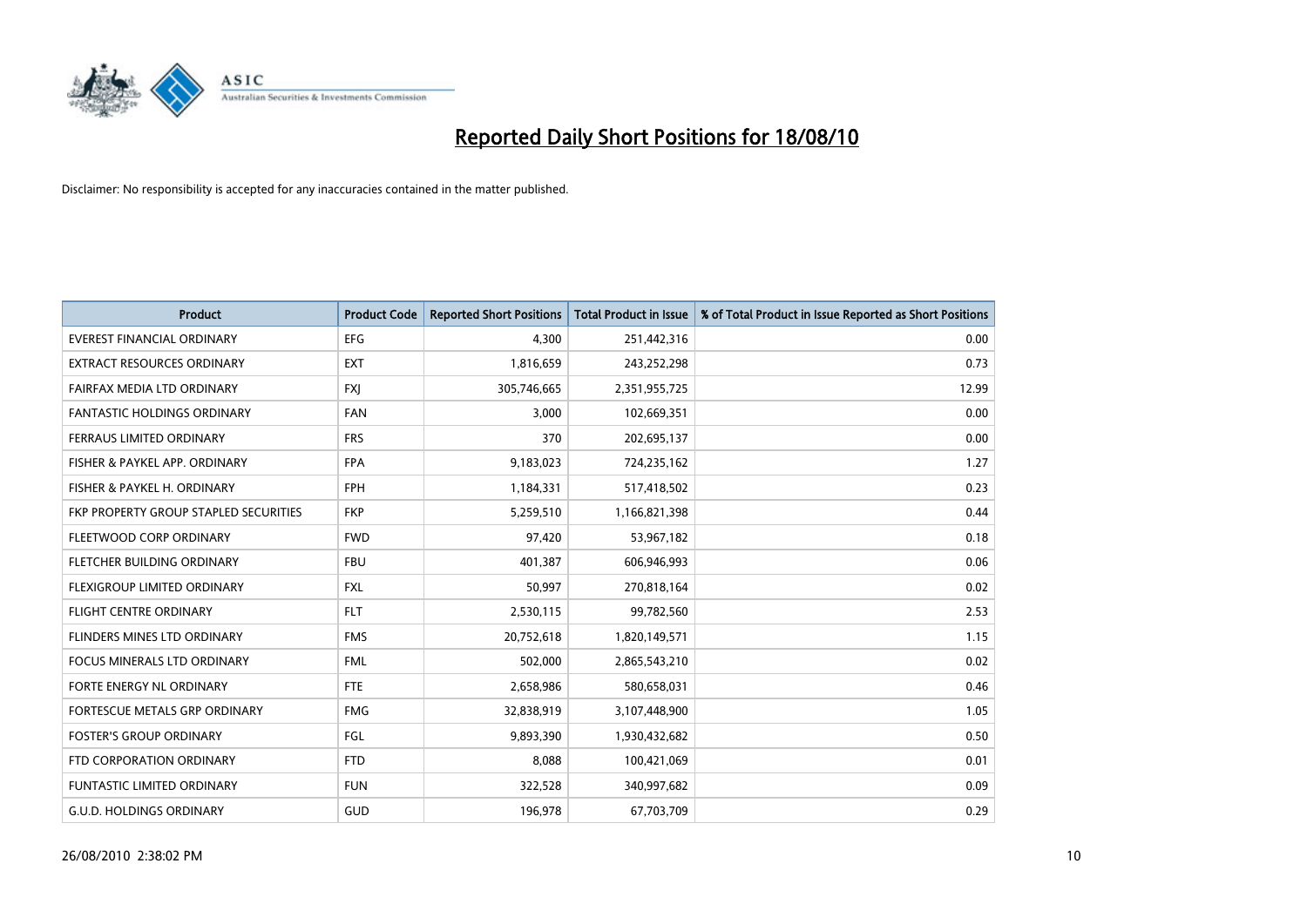# Reported Daily Short Positions for 18/08/10

Disclaimer: No responsibility is accepted for any inaccuracies contained in the matter published.

| Product | Product Code | Reported Short Positions | Total Product in Issue | % of Total Product in Issue Reported as Short Positions |
|---|---|---|---|---|
| EVEREST FINANCIAL ORDINARY | EFG | 4,300 | 251,442,316 | 0.00 |
| EXTRACT RESOURCES ORDINARY | EXT | 1,816,659 | 243,252,298 | 0.73 |
| FAIRFAX MEDIA LTD ORDINARY | FXJ | 305,746,665 | 2,351,955,725 | 12.99 |
| FANTASTIC HOLDINGS ORDINARY | FAN | 3,000 | 102,669,351 | 0.00 |
| FERRAUS LIMITED ORDINARY | FRS | 370 | 202,695,137 | 0.00 |
| FISHER & PAYKEL APP. ORDINARY | FPA | 9,183,023 | 724,235,162 | 1.27 |
| FISHER & PAYKEL H. ORDINARY | FPH | 1,184,331 | 517,418,502 | 0.23 |
| FKP PROPERTY GROUP STAPLED SECURITIES | FKP | 5,259,510 | 1,166,821,398 | 0.44 |
| FLEETWOOD CORP ORDINARY | FWD | 97,420 | 53,967,182 | 0.18 |
| FLETCHER BUILDING ORDINARY | FBU | 401,387 | 606,946,993 | 0.06 |
| FLEXIGROUP LIMITED ORDINARY | FXL | 50,997 | 270,818,164 | 0.02 |
| FLIGHT CENTRE ORDINARY | FLT | 2,530,115 | 99,782,560 | 2.53 |
| FLINDERS MINES LTD ORDINARY | FMS | 20,752,618 | 1,820,149,571 | 1.15 |
| FOCUS MINERALS LTD ORDINARY | FML | 502,000 | 2,865,543,210 | 0.02 |
| FORTE ENERGY NL ORDINARY | FTE | 2,658,986 | 580,658,031 | 0.46 |
| FORTESCUE METALS GRP ORDINARY | FMG | 32,838,919 | 3,107,448,900 | 1.05 |
| FOSTER'S GROUP ORDINARY | FGL | 9,893,390 | 1,930,432,682 | 0.50 |
| FTD CORPORATION ORDINARY | FTD | 8,088 | 100,421,069 | 0.01 |
| FUNTASTIC LIMITED ORDINARY | FUN | 322,528 | 340,997,682 | 0.09 |
| G.U.D. HOLDINGS ORDINARY | GUD | 196,978 | 67,703,709 | 0.29 |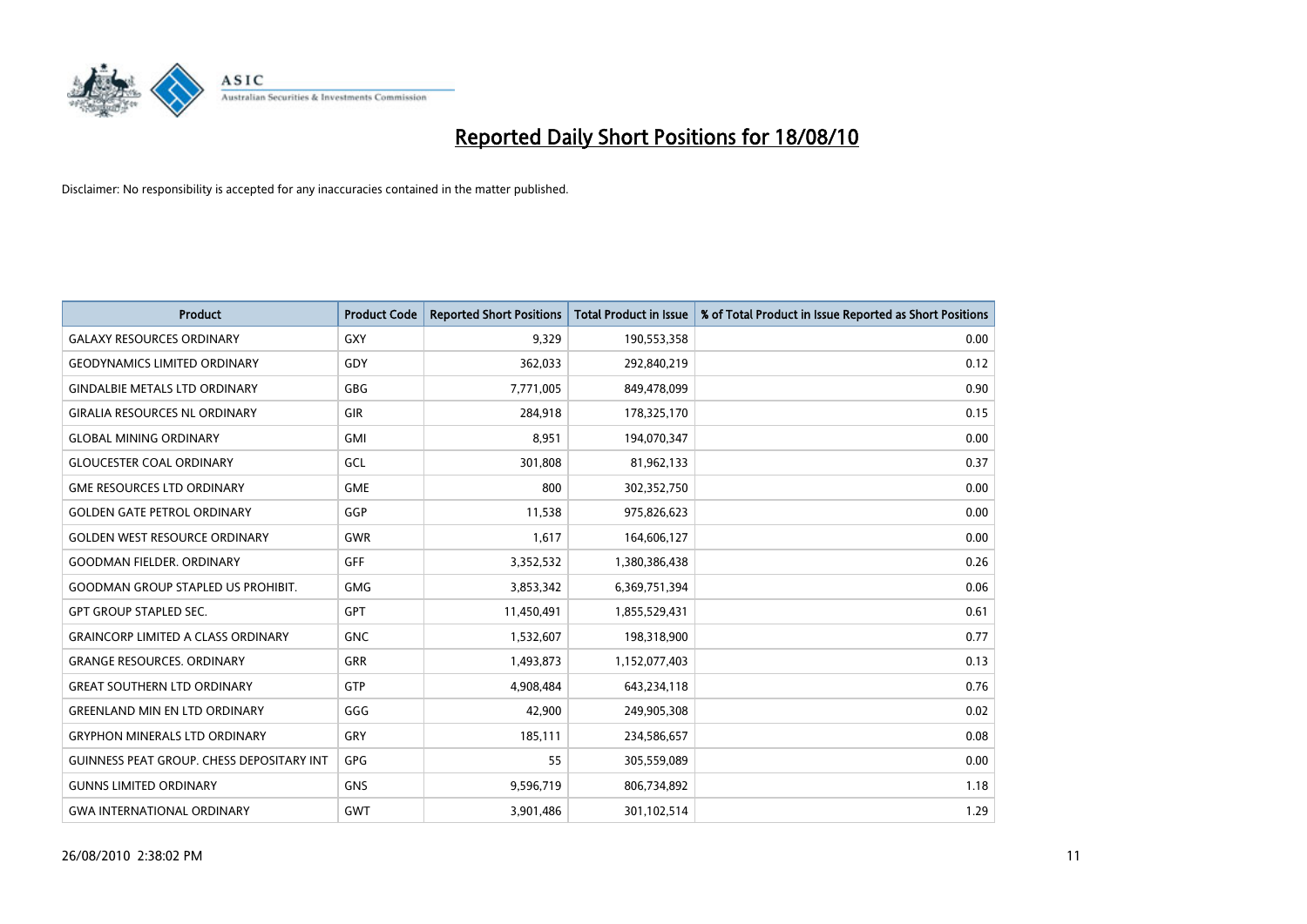# Reported Daily Short Positions for 18/08/10

Disclaimer: No responsibility is accepted for any inaccuracies contained in the matter published.

| Product | Product Code | Reported Short Positions | Total Product in Issue | % of Total Product in Issue Reported as Short Positions |
|---|---|---|---|---|
| GALAXY RESOURCES ORDINARY | GXY | 9,329 | 190,553,358 | 0.00 |
| GEODYNAMICS LIMITED ORDINARY | GDY | 362,033 | 292,840,219 | 0.12 |
| GINDALBIE METALS LTD ORDINARY | GBG | 7,771,005 | 849,478,099 | 0.90 |
| GIRALIA RESOURCES NL ORDINARY | GIR | 284,918 | 178,325,170 | 0.15 |
| GLOBAL MINING ORDINARY | GMI | 8,951 | 194,070,347 | 0.00 |
| GLOUCESTER COAL ORDINARY | GCL | 301,808 | 81,962,133 | 0.37 |
| GME RESOURCES LTD ORDINARY | GME | 800 | 302,352,750 | 0.00 |
| GOLDEN GATE PETROL ORDINARY | GGP | 11,538 | 975,826,623 | 0.00 |
| GOLDEN WEST RESOURCE ORDINARY | GWR | 1,617 | 164,606,127 | 0.00 |
| GOODMAN FIELDER. ORDINARY | GFF | 3,352,532 | 1,380,386,438 | 0.26 |
| GOODMAN GROUP STAPLED US PROHIBIT. | GMG | 3,853,342 | 6,369,751,394 | 0.06 |
| GPT GROUP STAPLED SEC. | GPT | 11,450,491 | 1,855,529,431 | 0.61 |
| GRAINCORP LIMITED A CLASS ORDINARY | GNC | 1,532,607 | 198,318,900 | 0.77 |
| GRANGE RESOURCES. ORDINARY | GRR | 1,493,873 | 1,152,077,403 | 0.13 |
| GREAT SOUTHERN LTD ORDINARY | GTP | 4,908,484 | 643,234,118 | 0.76 |
| GREENLAND MIN EN LTD ORDINARY | GGG | 42,900 | 249,905,308 | 0.02 |
| GRYPHON MINERALS LTD ORDINARY | GRY | 185,111 | 234,586,657 | 0.08 |
| GUINNESS PEAT GROUP. CHESS DEPOSITARY INT | GPG | 55 | 305,559,089 | 0.00 |
| GUNNS LIMITED ORDINARY | GNS | 9,596,719 | 806,734,892 | 1.18 |
| GWA INTERNATIONAL ORDINARY | GWT | 3,901,486 | 301,102,514 | 1.29 |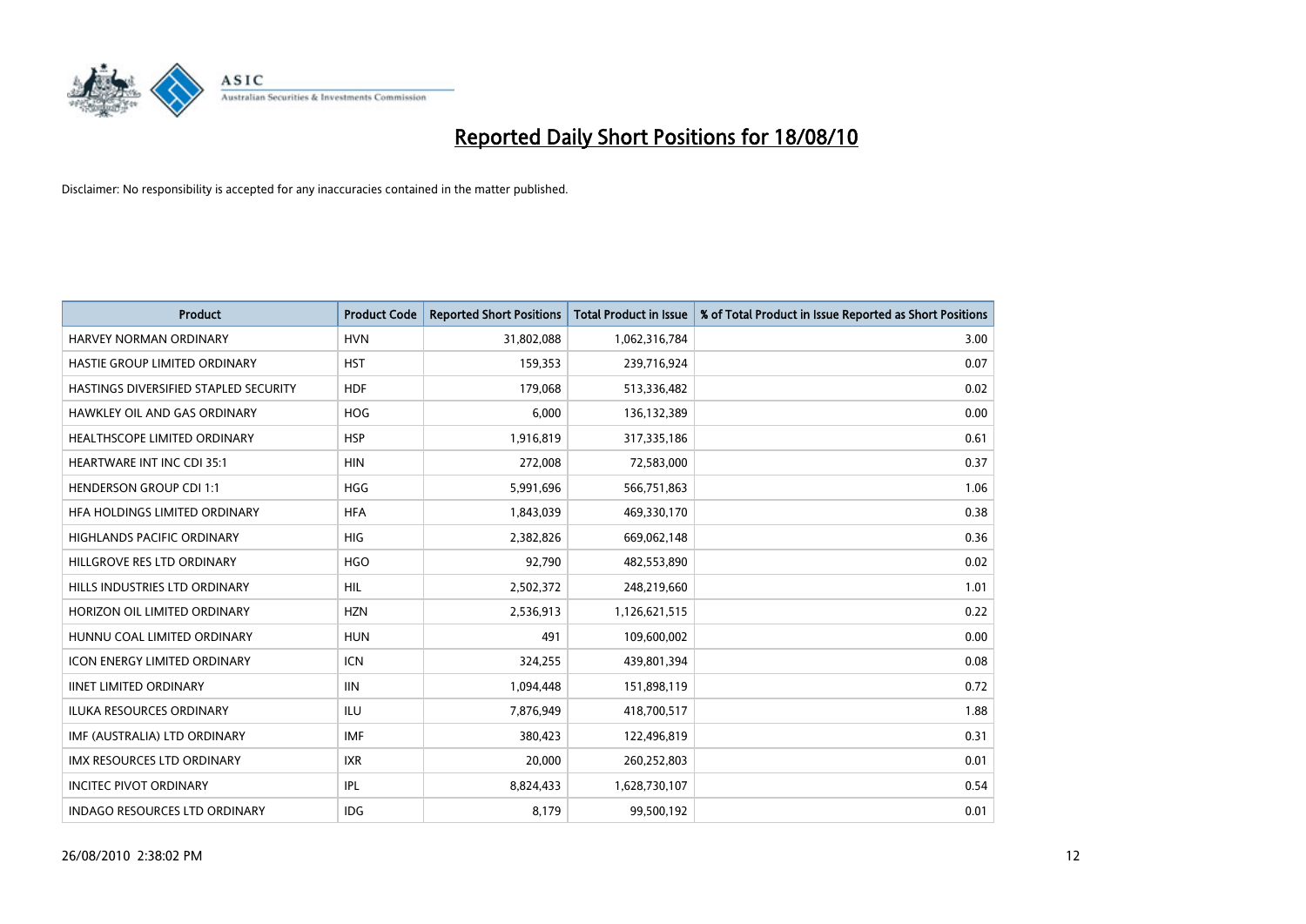# Reported Daily Short Positions for 18/08/10

Disclaimer: No responsibility is accepted for any inaccuracies contained in the matter published.

| Product | Product Code | Reported Short Positions | Total Product in Issue | % of Total Product in Issue Reported as Short Positions |
|---|---|---|---|---|
| HARVEY NORMAN ORDINARY | HVN | 31,802,088 | 1,062,316,784 | 3.00 |
| HASTIE GROUP LIMITED ORDINARY | HST | 159,353 | 239,716,924 | 0.07 |
| HASTINGS DIVERSIFIED STAPLED SECURITY | HDF | 179,068 | 513,336,482 | 0.02 |
| HAWKLEY OIL AND GAS ORDINARY | HOG | 6,000 | 136,132,389 | 0.00 |
| HEALTHSCOPE LIMITED ORDINARY | HSP | 1,916,819 | 317,335,186 | 0.61 |
| HEARTWARE INT INC CDI 35:1 | HIN | 272,008 | 72,583,000 | 0.37 |
| HENDERSON GROUP CDI 1:1 | HGG | 5,991,696 | 566,751,863 | 1.06 |
| HFA HOLDINGS LIMITED ORDINARY | HFA | 1,843,039 | 469,330,170 | 0.38 |
| HIGHLANDS PACIFIC ORDINARY | HIG | 2,382,826 | 669,062,148 | 0.36 |
| HILLGROVE RES LTD ORDINARY | HGO | 92,790 | 482,553,890 | 0.02 |
| HILLS INDUSTRIES LTD ORDINARY | HIL | 2,502,372 | 248,219,660 | 1.01 |
| HORIZON OIL LIMITED ORDINARY | HZN | 2,536,913 | 1,126,621,515 | 0.22 |
| HUNNU COAL LIMITED ORDINARY | HUN | 491 | 109,600,002 | 0.00 |
| ICON ENERGY LIMITED ORDINARY | ICN | 324,255 | 439,801,394 | 0.08 |
| IINET LIMITED ORDINARY | IIN | 1,094,448 | 151,898,119 | 0.72 |
| ILUKA RESOURCES ORDINARY | ILU | 7,876,949 | 418,700,517 | 1.88 |
| IMF (AUSTRALIA) LTD ORDINARY | IMF | 380,423 | 122,496,819 | 0.31 |
| IMX RESOURCES LTD ORDINARY | IXR | 20,000 | 260,252,803 | 0.01 |
| INCITEC PIVOT ORDINARY | IPL | 8,824,433 | 1,628,730,107 | 0.54 |
| INDAGO RESOURCES LTD ORDINARY | IDG | 8,179 | 99,500,192 | 0.01 |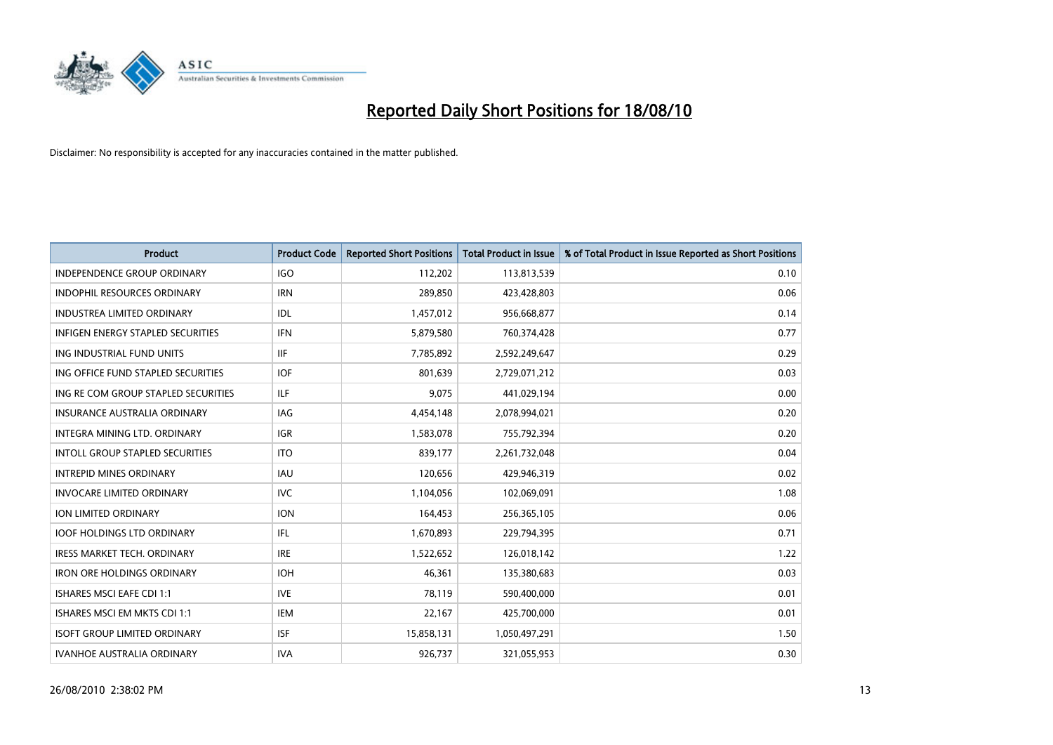# Reported Daily Short Positions for 18/08/10

Disclaimer: No responsibility is accepted for any inaccuracies contained in the matter published.

| Product | Product Code | Reported Short Positions | Total Product in Issue | % of Total Product in Issue Reported as Short Positions |
|---|---|---|---|---|
| INDEPENDENCE GROUP ORDINARY | IGO | 112,202 | 113,813,539 | 0.10 |
| INDOPHIL RESOURCES ORDINARY | IRN | 289,850 | 423,428,803 | 0.06 |
| INDUSTREA LIMITED ORDINARY | IDL | 1,457,012 | 956,668,877 | 0.14 |
| INFIGEN ENERGY STAPLED SECURITIES | IFN | 5,879,580 | 760,374,428 | 0.77 |
| ING INDUSTRIAL FUND UNITS | IIF | 7,785,892 | 2,592,249,647 | 0.29 |
| ING OFFICE FUND STAPLED SECURITIES | IOF | 801,639 | 2,729,071,212 | 0.03 |
| ING RE COM GROUP STAPLED SECURITIES | ILF | 9,075 | 441,029,194 | 0.00 |
| INSURANCE AUSTRALIA ORDINARY | IAG | 4,454,148 | 2,078,994,021 | 0.20 |
| INTEGRA MINING LTD. ORDINARY | IGR | 1,583,078 | 755,792,394 | 0.20 |
| INTOLL GROUP STAPLED SECURITIES | ITO | 839,177 | 2,261,732,048 | 0.04 |
| INTREPID MINES ORDINARY | IAU | 120,656 | 429,946,319 | 0.02 |
| INVOCARE LIMITED ORDINARY | IVC | 1,104,056 | 102,069,091 | 1.08 |
| ION LIMITED ORDINARY | ION | 164,453 | 256,365,105 | 0.06 |
| IOOF HOLDINGS LTD ORDINARY | IFL | 1,670,893 | 229,794,395 | 0.71 |
| IRESS MARKET TECH. ORDINARY | IRE | 1,522,652 | 126,018,142 | 1.22 |
| IRON ORE HOLDINGS ORDINARY | IOH | 46,361 | 135,380,683 | 0.03 |
| ISHARES MSCI EAFE CDI 1:1 | IVE | 78,119 | 590,400,000 | 0.01 |
| ISHARES MSCI EM MKTS CDI 1:1 | IEM | 22,167 | 425,700,000 | 0.01 |
| ISOFT GROUP LIMITED ORDINARY | ISF | 15,858,131 | 1,050,497,291 | 1.50 |
| IVANHOE AUSTRALIA ORDINARY | IVA | 926,737 | 321,055,953 | 0.30 |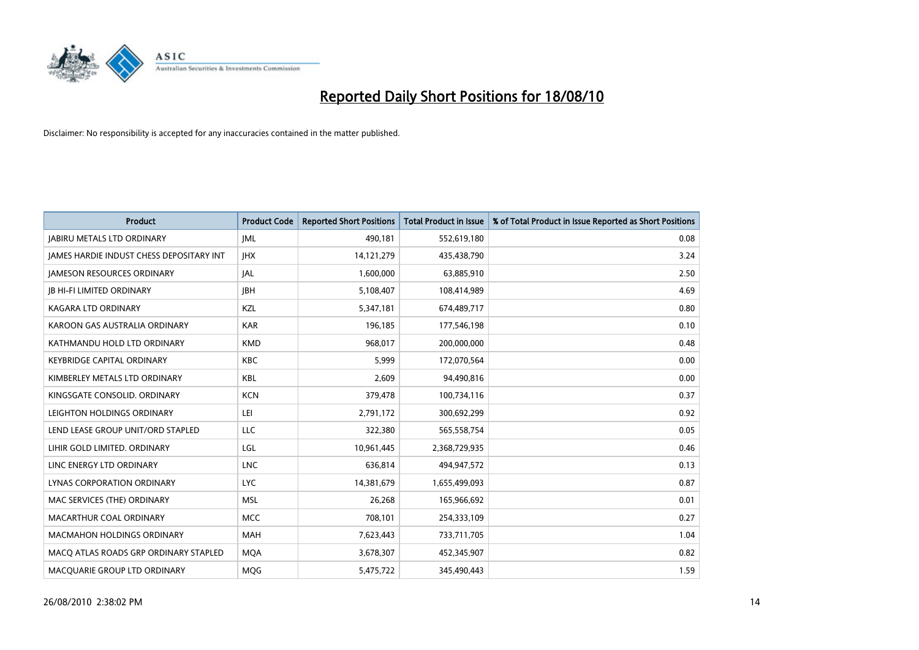# Reported Daily Short Positions for 18/08/10

Disclaimer: No responsibility is accepted for any inaccuracies contained in the matter published.

| Product | Product Code | Reported Short Positions | Total Product in Issue | % of Total Product in Issue Reported as Short Positions |
|---|---|---|---|---|
| JABIRU METALS LTD ORDINARY | JML | 490,181 | 552,619,180 | 0.08 |
| JAMES HARDIE INDUST CHESS DEPOSITARY INT | JHX | 14,121,279 | 435,438,790 | 3.24 |
| JAMESON RESOURCES ORDINARY | JAL | 1,600,000 | 63,885,910 | 2.50 |
| JB HI-FI LIMITED ORDINARY | JBH | 5,108,407 | 108,414,989 | 4.69 |
| KAGARA LTD ORDINARY | KZL | 5,347,181 | 674,489,717 | 0.80 |
| KAROON GAS AUSTRALIA ORDINARY | KAR | 196,185 | 177,546,198 | 0.10 |
| KATHMANDU HOLD LTD ORDINARY | KMD | 968,017 | 200,000,000 | 0.48 |
| KEYBRIDGE CAPITAL ORDINARY | KBC | 5,999 | 172,070,564 | 0.00 |
| KIMBERLEY METALS LTD ORDINARY | KBL | 2,609 | 94,490,816 | 0.00 |
| KINGSGATE CONSOLID. ORDINARY | KCN | 379,478 | 100,734,116 | 0.37 |
| LEIGHTON HOLDINGS ORDINARY | LEI | 2,791,172 | 300,692,299 | 0.92 |
| LEND LEASE GROUP UNIT/ORD STAPLED | LLC | 322,380 | 565,558,754 | 0.05 |
| LIHIR GOLD LIMITED. ORDINARY | LGL | 10,961,445 | 2,368,729,935 | 0.46 |
| LINC ENERGY LTD ORDINARY | LNC | 636,814 | 494,947,572 | 0.13 |
| LYNAS CORPORATION ORDINARY | LYC | 14,381,679 | 1,655,499,093 | 0.87 |
| MAC SERVICES (THE) ORDINARY | MSL | 26,268 | 165,966,692 | 0.01 |
| MACARTHUR COAL ORDINARY | MCC | 708,101 | 254,333,109 | 0.27 |
| MACMAHON HOLDINGS ORDINARY | MAH | 7,623,443 | 733,711,705 | 1.04 |
| MACQ ATLAS ROADS GRP ORDINARY STAPLED | MQA | 3,678,307 | 452,345,907 | 0.82 |
| MACQUARIE GROUP LTD ORDINARY | MQG | 5,475,722 | 345,490,443 | 1.59 |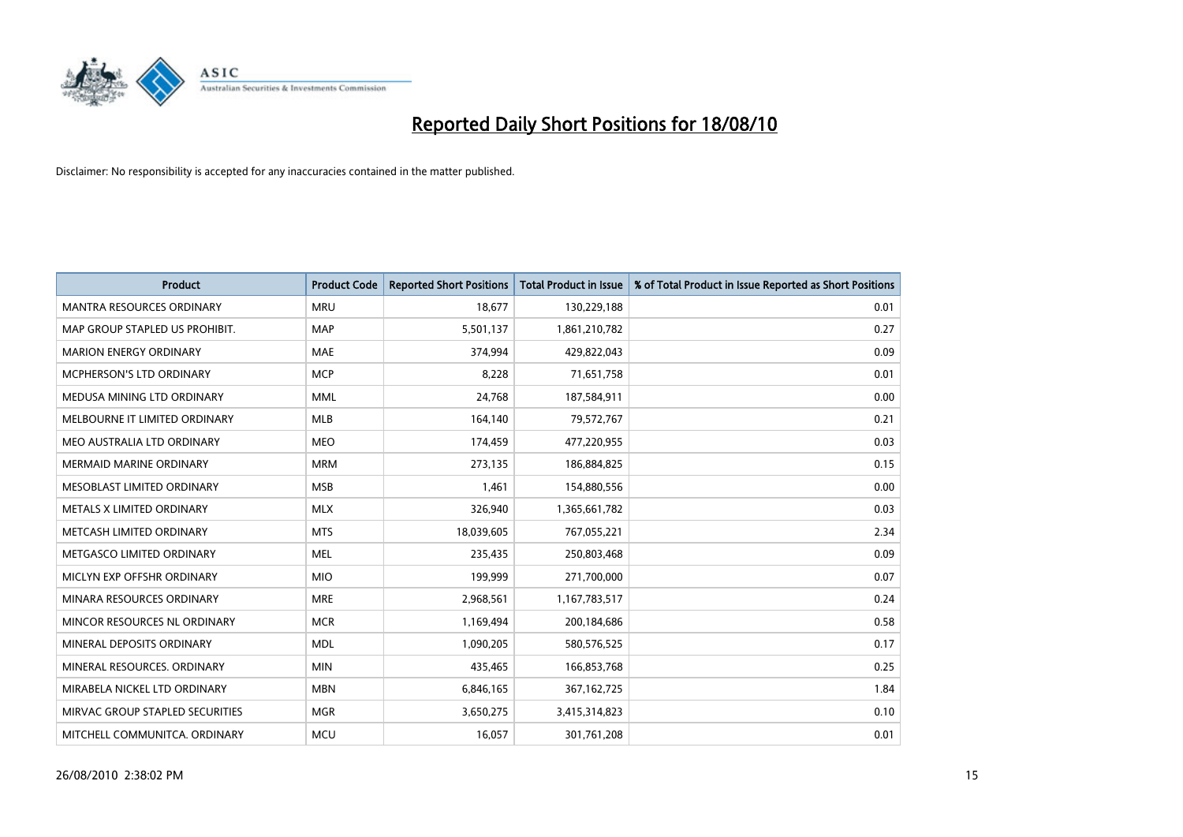# Reported Daily Short Positions for 18/08/10

Disclaimer: No responsibility is accepted for any inaccuracies contained in the matter published.

| Product | Product Code | Reported Short Positions | Total Product in Issue | % of Total Product in Issue Reported as Short Positions |
|---|---|---|---|---|
| MANTRA RESOURCES ORDINARY | MRU | 18,677 | 130,229,188 | 0.01 |
| MAP GROUP STAPLED US PROHIBIT. | MAP | 5,501,137 | 1,861,210,782 | 0.27 |
| MARION ENERGY ORDINARY | MAE | 374,994 | 429,822,043 | 0.09 |
| MCPHERSON'S LTD ORDINARY | MCP | 8,228 | 71,651,758 | 0.01 |
| MEDUSA MINING LTD ORDINARY | MML | 24,768 | 187,584,911 | 0.00 |
| MELBOURNE IT LIMITED ORDINARY | MLB | 164,140 | 79,572,767 | 0.21 |
| MEO AUSTRALIA LTD ORDINARY | MEO | 174,459 | 477,220,955 | 0.03 |
| MERMAID MARINE ORDINARY | MRM | 273,135 | 186,884,825 | 0.15 |
| MESOBLAST LIMITED ORDINARY | MSB | 1,461 | 154,880,556 | 0.00 |
| METALS X LIMITED ORDINARY | MLX | 326,940 | 1,365,661,782 | 0.03 |
| METCASH LIMITED ORDINARY | MTS | 18,039,605 | 767,055,221 | 2.34 |
| METGASCO LIMITED ORDINARY | MEL | 235,435 | 250,803,468 | 0.09 |
| MICLYN EXP OFFSHR ORDINARY | MIO | 199,999 | 271,700,000 | 0.07 |
| MINARA RESOURCES ORDINARY | MRE | 2,968,561 | 1,167,783,517 | 0.24 |
| MINCOR RESOURCES NL ORDINARY | MCR | 1,169,494 | 200,184,686 | 0.58 |
| MINERAL DEPOSITS ORDINARY | MDL | 1,090,205 | 580,576,525 | 0.17 |
| MINERAL RESOURCES. ORDINARY | MIN | 435,465 | 166,853,768 | 0.25 |
| MIRABELA NICKEL LTD ORDINARY | MBN | 6,846,165 | 367,162,725 | 1.84 |
| MIRVAC GROUP STAPLED SECURITIES | MGR | 3,650,275 | 3,415,314,823 | 0.10 |
| MITCHELL COMMUNITCA. ORDINARY | MCU | 16,057 | 301,761,208 | 0.01 |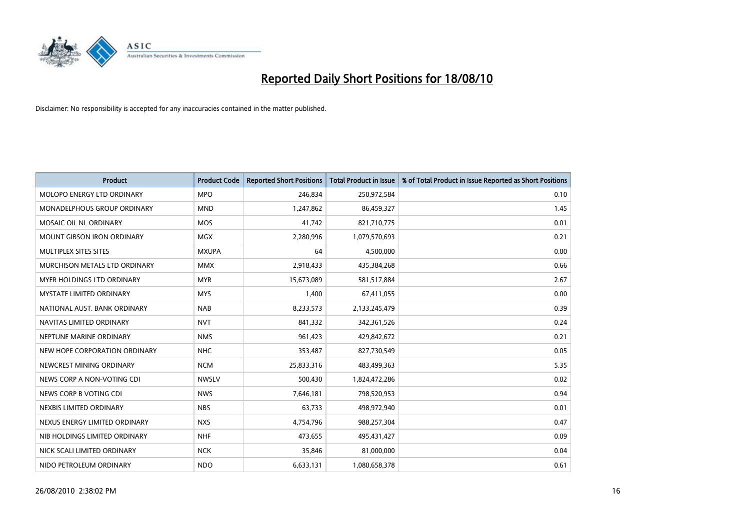# Reported Daily Short Positions for 18/08/10

Disclaimer: No responsibility is accepted for any inaccuracies contained in the matter published.

| Product | Product Code | Reported Short Positions | Total Product in Issue | % of Total Product in Issue Reported as Short Positions |
|---|---|---|---|---|
| MOLOPO ENERGY LTD ORDINARY | MPO | 246,834 | 250,972,584 | 0.10 |
| MONADELPHOUS GROUP ORDINARY | MND | 1,247,862 | 86,459,327 | 1.45 |
| MOSAIC OIL NL ORDINARY | MOS | 41,742 | 821,710,775 | 0.01 |
| MOUNT GIBSON IRON ORDINARY | MGX | 2,280,996 | 1,079,570,693 | 0.21 |
| MULTIPLEX SITES SITES | MXUPA | 64 | 4,500,000 | 0.00 |
| MURCHISON METALS LTD ORDINARY | MMX | 2,918,433 | 435,384,268 | 0.66 |
| MYER HOLDINGS LTD ORDINARY | MYR | 15,673,089 | 581,517,884 | 2.67 |
| MYSTATE LIMITED ORDINARY | MYS | 1,400 | 67,411,055 | 0.00 |
| NATIONAL AUST. BANK ORDINARY | NAB | 8,233,573 | 2,133,245,479 | 0.39 |
| NAVITAS LIMITED ORDINARY | NVT | 841,332 | 342,361,526 | 0.24 |
| NEPTUNE MARINE ORDINARY | NMS | 961,423 | 429,842,672 | 0.21 |
| NEW HOPE CORPORATION ORDINARY | NHC | 353,487 | 827,730,549 | 0.05 |
| NEWCREST MINING ORDINARY | NCM | 25,833,316 | 483,499,363 | 5.35 |
| NEWS CORP A NON-VOTING CDI | NWSLV | 500,430 | 1,824,472,286 | 0.02 |
| NEWS CORP B VOTING CDI | NWS | 7,646,181 | 798,520,953 | 0.94 |
| NEXBIS LIMITED ORDINARY | NBS | 63,733 | 498,972,940 | 0.01 |
| NEXUS ENERGY LIMITED ORDINARY | NXS | 4,754,796 | 988,257,304 | 0.47 |
| NIB HOLDINGS LIMITED ORDINARY | NHF | 473,655 | 495,431,427 | 0.09 |
| NICK SCALI LIMITED ORDINARY | NCK | 35,846 | 81,000,000 | 0.04 |
| NIDO PETROLEUM ORDINARY | NDO | 6,633,131 | 1,080,658,378 | 0.61 |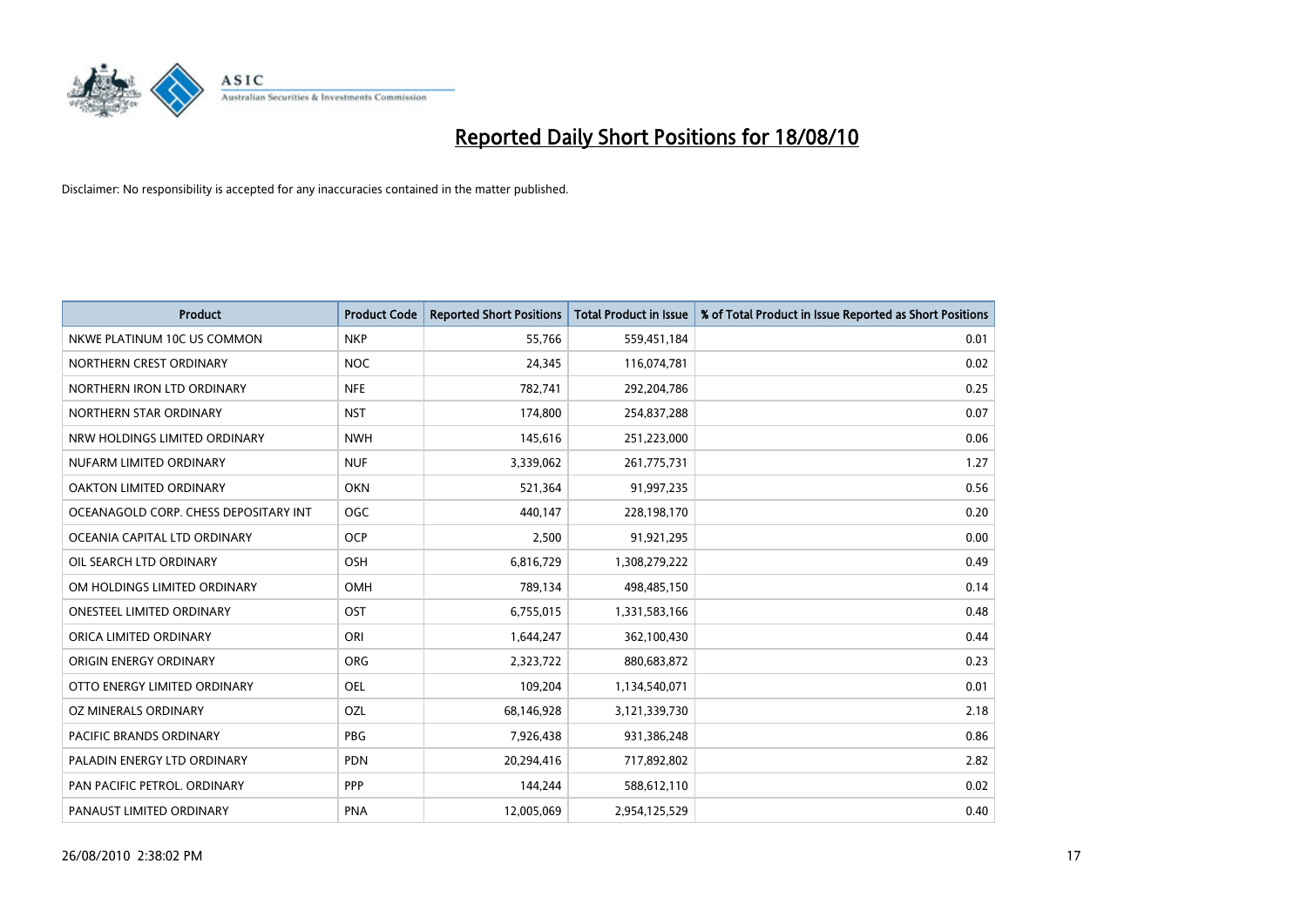# Reported Daily Short Positions for 18/08/10

Disclaimer: No responsibility is accepted for any inaccuracies contained in the matter published.

| Product | Product Code | Reported Short Positions | Total Product in Issue | % of Total Product in Issue Reported as Short Positions |
| --- | --- | --- | --- | --- |
| NKWE PLATINUM 10C US COMMON | NKP | 55,766 | 559,451,184 | 0.01 |
| NORTHERN CREST ORDINARY | NOC | 24,345 | 116,074,781 | 0.02 |
| NORTHERN IRON LTD ORDINARY | NFE | 782,741 | 292,204,786 | 0.25 |
| NORTHERN STAR ORDINARY | NST | 174,800 | 254,837,288 | 0.07 |
| NRW HOLDINGS LIMITED ORDINARY | NWH | 145,616 | 251,223,000 | 0.06 |
| NUFARM LIMITED ORDINARY | NUF | 3,339,062 | 261,775,731 | 1.27 |
| OAKTON LIMITED ORDINARY | OKN | 521,364 | 91,997,235 | 0.56 |
| OCEANAGOLD CORP. CHESS DEPOSITARY INT | OGC | 440,147 | 228,198,170 | 0.20 |
| OCEANIA CAPITAL LTD ORDINARY | OCP | 2,500 | 91,921,295 | 0.00 |
| OIL SEARCH LTD ORDINARY | OSH | 6,816,729 | 1,308,279,222 | 0.49 |
| OM HOLDINGS LIMITED ORDINARY | OMH | 789,134 | 498,485,150 | 0.14 |
| ONESTEEL LIMITED ORDINARY | OST | 6,755,015 | 1,331,583,166 | 0.48 |
| ORICA LIMITED ORDINARY | ORI | 1,644,247 | 362,100,430 | 0.44 |
| ORIGIN ENERGY ORDINARY | ORG | 2,323,722 | 880,683,872 | 0.23 |
| OTTO ENERGY LIMITED ORDINARY | OEL | 109,204 | 1,134,540,071 | 0.01 |
| OZ MINERALS ORDINARY | OZL | 68,146,928 | 3,121,339,730 | 2.18 |
| PACIFIC BRANDS ORDINARY | PBG | 7,926,438 | 931,386,248 | 0.86 |
| PALADIN ENERGY LTD ORDINARY | PDN | 20,294,416 | 717,892,802 | 2.82 |
| PAN PACIFIC PETROL. ORDINARY | PPP | 144,244 | 588,612,110 | 0.02 |
| PANAUST LIMITED ORDINARY | PNA | 12,005,069 | 2,954,125,529 | 0.40 |

26/08/2010 2:38:02 PM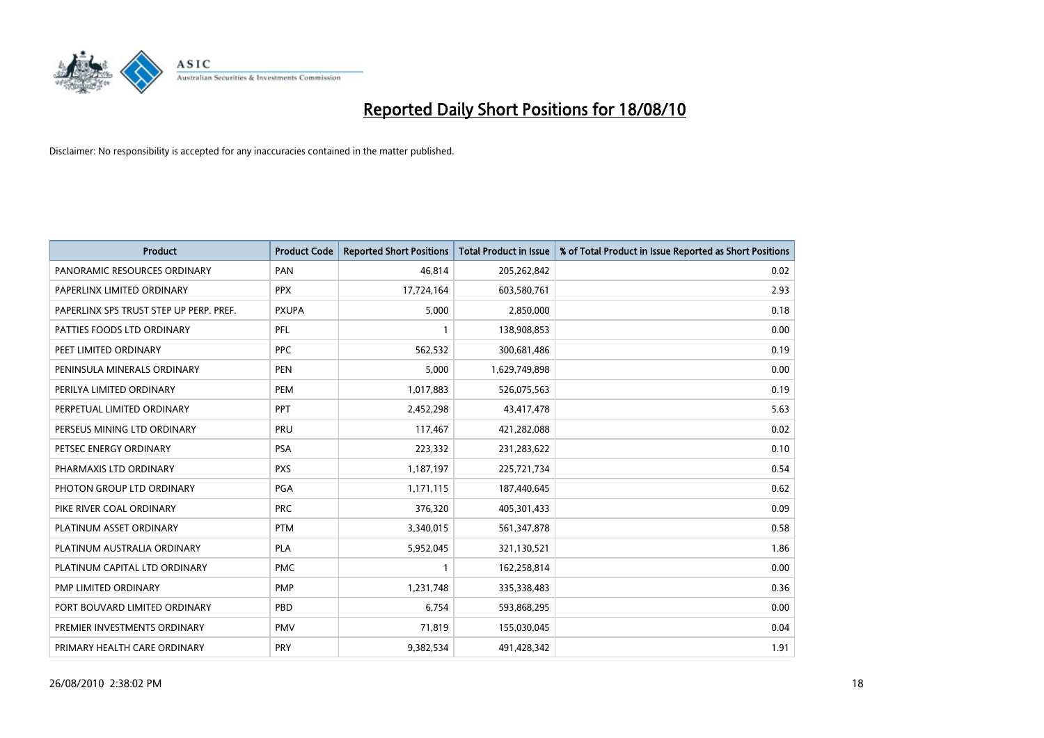# Reported Daily Short Positions for 18/08/10

Disclaimer: No responsibility is accepted for any inaccuracies contained in the matter published.

| Product | Product Code | Reported Short Positions | Total Product in Issue | % of Total Product in Issue Reported as Short Positions |
|---|---|---|---|---|
| PANORAMIC RESOURCES ORDINARY | PAN | 46,814 | 205,262,842 | 0.02 |
| PAPERLINX LIMITED ORDINARY | PPX | 17,724,164 | 603,580,761 | 2.93 |
| PAPERLINX SPS TRUST STEP UP PERP. PREF. | PXUPA | 5,000 | 2,850,000 | 0.18 |
| PATTIES FOODS LTD ORDINARY | PFL | 1 | 138,908,853 | 0.00 |
| PEET LIMITED ORDINARY | PPC | 562,532 | 300,681,486 | 0.19 |
| PENINSULA MINERALS ORDINARY | PEN | 5,000 | 1,629,749,898 | 0.00 |
| PERILYA LIMITED ORDINARY | PEM | 1,017,883 | 526,075,563 | 0.19 |
| PERPETUAL LIMITED ORDINARY | PPT | 2,452,298 | 43,417,478 | 5.63 |
| PERSEUS MINING LTD ORDINARY | PRU | 117,467 | 421,282,088 | 0.02 |
| PETSEC ENERGY ORDINARY | PSA | 223,332 | 231,283,622 | 0.10 |
| PHARMAXIS LTD ORDINARY | PXS | 1,187,197 | 225,721,734 | 0.54 |
| PHOTON GROUP LTD ORDINARY | PGA | 1,171,115 | 187,440,645 | 0.62 |
| PIKE RIVER COAL ORDINARY | PRC | 376,320 | 405,301,433 | 0.09 |
| PLATINUM ASSET ORDINARY | PTM | 3,340,015 | 561,347,878 | 0.58 |
| PLATINUM AUSTRALIA ORDINARY | PLA | 5,952,045 | 321,130,521 | 1.86 |
| PLATINUM CAPITAL LTD ORDINARY | PMC | 1 | 162,258,814 | 0.00 |
| PMP LIMITED ORDINARY | PMP | 1,231,748 | 335,338,483 | 0.36 |
| PORT BOUVARD LIMITED ORDINARY | PBD | 6,754 | 593,868,295 | 0.00 |
| PREMIER INVESTMENTS ORDINARY | PMV | 71,819 | 155,030,045 | 0.04 |
| PRIMARY HEALTH CARE ORDINARY | PRY | 9,382,534 | 491,428,342 | 1.91 |

26/08/2010 2:38:02 PM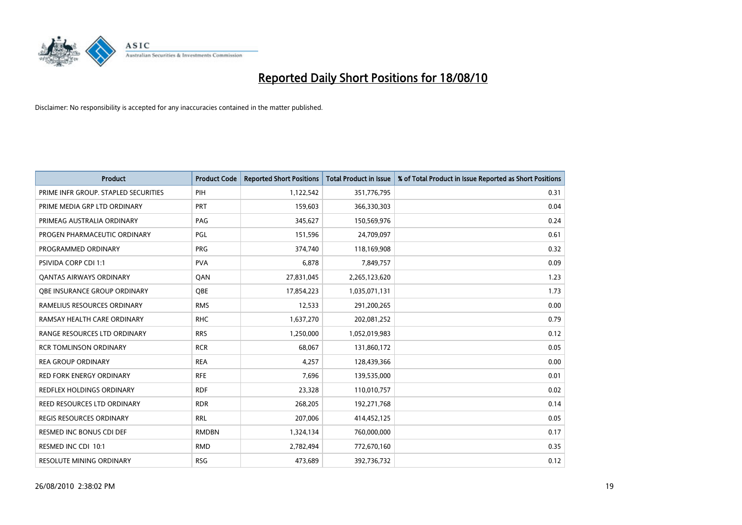# Reported Daily Short Positions for 18/08/10

Disclaimer: No responsibility is accepted for any inaccuracies contained in the matter published.

| Product | Product Code | Reported Short Positions | Total Product in Issue | % of Total Product in Issue Reported as Short Positions |
|---|---|---|---|---|
| PRIME INFR GROUP. STAPLED SECURITIES | PIH | 1,122,542 | 351,776,795 | 0.31 |
| PRIME MEDIA GRP LTD ORDINARY | PRT | 159,603 | 366,330,303 | 0.04 |
| PRIMEAG AUSTRALIA ORDINARY | PAG | 345,627 | 150,569,976 | 0.24 |
| PROGEN PHARMACEUTIC ORDINARY | PGL | 151,596 | 24,709,097 | 0.61 |
| PROGRAMMED ORDINARY | PRG | 374,740 | 118,169,908 | 0.32 |
| PSIVIDA CORP CDI 1:1 | PVA | 6,878 | 7,849,757 | 0.09 |
| QANTAS AIRWAYS ORDINARY | QAN | 27,831,045 | 2,265,123,620 | 1.23 |
| QBE INSURANCE GROUP ORDINARY | QBE | 17,854,223 | 1,035,071,131 | 1.73 |
| RAMELIUS RESOURCES ORDINARY | RMS | 12,533 | 291,200,265 | 0.00 |
| RAMSAY HEALTH CARE ORDINARY | RHC | 1,637,270 | 202,081,252 | 0.79 |
| RANGE RESOURCES LTD ORDINARY | RRS | 1,250,000 | 1,052,019,983 | 0.12 |
| RCR TOMLINSON ORDINARY | RCR | 68,067 | 131,860,172 | 0.05 |
| REA GROUP ORDINARY | REA | 4,257 | 128,439,366 | 0.00 |
| RED FORK ENERGY ORDINARY | RFE | 7,696 | 139,535,000 | 0.01 |
| REDFLEX HOLDINGS ORDINARY | RDF | 23,328 | 110,010,757 | 0.02 |
| REED RESOURCES LTD ORDINARY | RDR | 268,205 | 192,271,768 | 0.14 |
| REGIS RESOURCES ORDINARY | RRL | 207,006 | 414,452,125 | 0.05 |
| RESMED INC BONUS CDI DEF | RMDBN | 1,324,134 | 760,000,000 | 0.17 |
| RESMED INC CDI 10:1 | RMD | 2,782,494 | 772,670,160 | 0.35 |
| RESOLUTE MINING ORDINARY | RSG | 473,689 | 392,736,732 | 0.12 |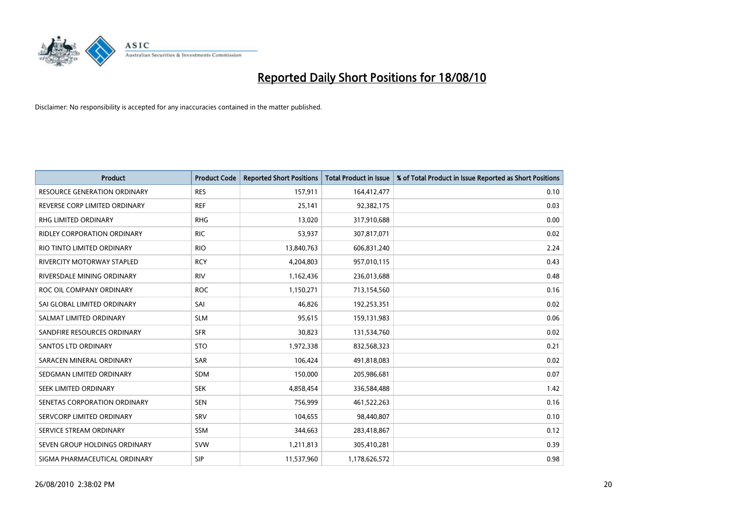# Reported Daily Short Positions for 18/08/10

Disclaimer: No responsibility is accepted for any inaccuracies contained in the matter published.

| Product | Product Code | Reported Short Positions | Total Product in Issue | % of Total Product in Issue Reported as Short Positions |
|---|---|---|---|---|
| RESOURCE GENERATION ORDINARY | RES | 157,911 | 164,412,477 | 0.10 |
| REVERSE CORP LIMITED ORDINARY | REF | 25,141 | 92,382,175 | 0.03 |
| RHG LIMITED ORDINARY | RHG | 13,020 | 317,910,688 | 0.00 |
| RIDLEY CORPORATION ORDINARY | RIC | 53,937 | 307,817,071 | 0.02 |
| RIO TINTO LIMITED ORDINARY | RIO | 13,840,763 | 606,831,240 | 2.24 |
| RIVERCITY MOTORWAY STAPLED | RCY | 4,204,803 | 957,010,115 | 0.43 |
| RIVERSDALE MINING ORDINARY | RIV | 1,162,436 | 236,013,688 | 0.48 |
| ROC OIL COMPANY ORDINARY | ROC | 1,150,271 | 713,154,560 | 0.16 |
| SAI GLOBAL LIMITED ORDINARY | SAI | 46,826 | 192,253,351 | 0.02 |
| SALMAT LIMITED ORDINARY | SLM | 95,615 | 159,131,983 | 0.06 |
| SANDFIRE RESOURCES ORDINARY | SFR | 30,823 | 131,534,760 | 0.02 |
| SANTOS LTD ORDINARY | STO | 1,972,338 | 832,568,323 | 0.21 |
| SARACEN MINERAL ORDINARY | SAR | 106,424 | 491,818,083 | 0.02 |
| SEDGMAN LIMITED ORDINARY | SDM | 150,000 | 205,986,681 | 0.07 |
| SEEK LIMITED ORDINARY | SEK | 4,858,454 | 336,584,488 | 1.42 |
| SENETAS CORPORATION ORDINARY | SEN | 756,999 | 461,522,263 | 0.16 |
| SERVCORP LIMITED ORDINARY | SRV | 104,655 | 98,440,807 | 0.10 |
| SERVICE STREAM ORDINARY | SSM | 344,663 | 283,418,867 | 0.12 |
| SEVEN GROUP HOLDINGS ORDINARY | SVW | 1,211,813 | 305,410,281 | 0.39 |
| SIGMA PHARMACEUTICAL ORDINARY | SIP | 11,537,960 | 1,178,626,572 | 0.98 |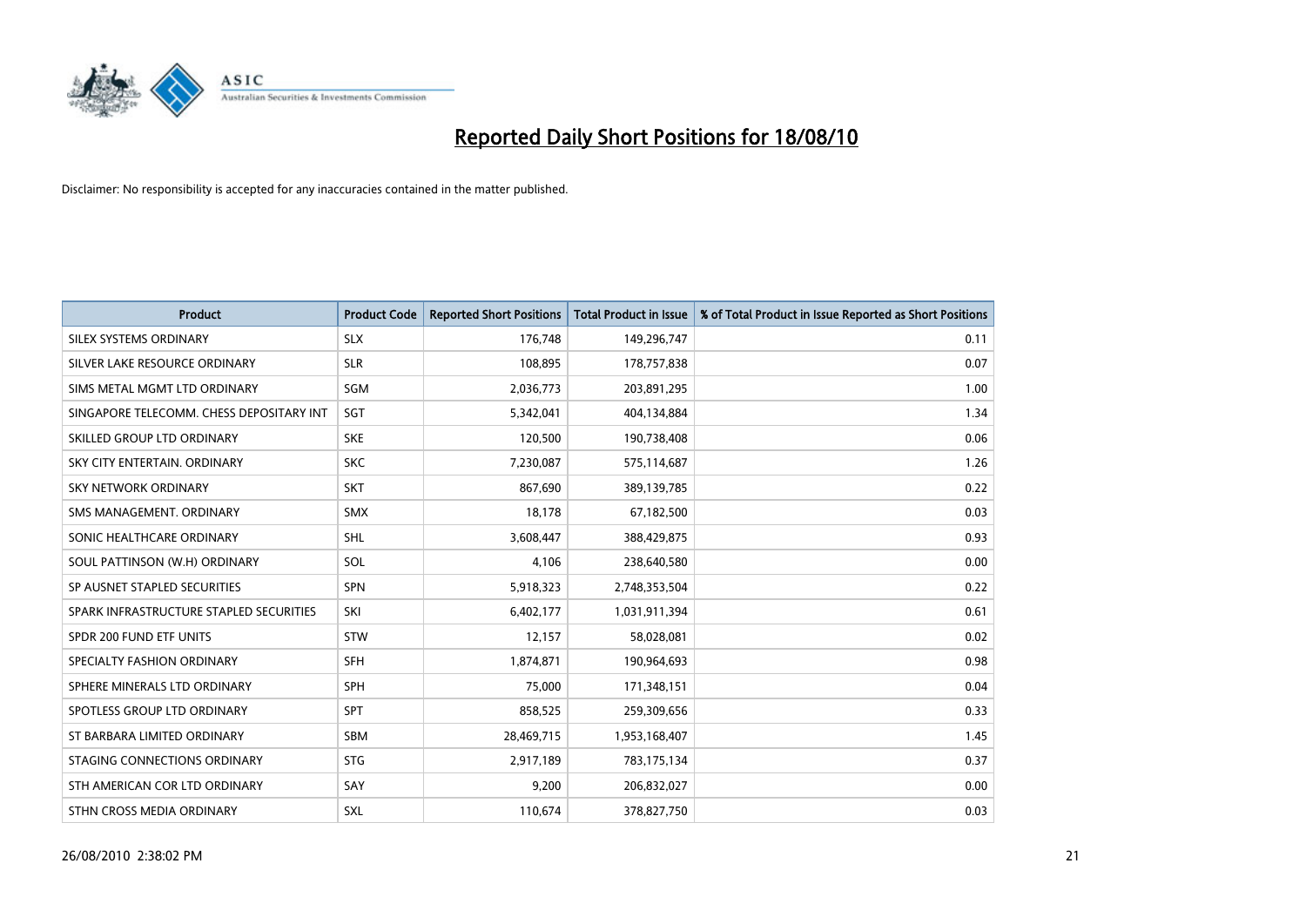# Reported Daily Short Positions for 18/08/10

Disclaimer: No responsibility is accepted for any inaccuracies contained in the matter published.

| Product | Product Code | Reported Short Positions | Total Product in Issue | % of Total Product in Issue Reported as Short Positions |
|---|---|---|---|---|
| SILEX SYSTEMS ORDINARY | SLX | 176,748 | 149,296,747 | 0.11 |
| SILVER LAKE RESOURCE ORDINARY | SLR | 108,895 | 178,757,838 | 0.07 |
| SIMS METAL MGMT LTD ORDINARY | SGM | 2,036,773 | 203,891,295 | 1.00 |
| SINGAPORE TELECOMM. CHESS DEPOSITARY INT | SGT | 5,342,041 | 404,134,884 | 1.34 |
| SKILLED GROUP LTD ORDINARY | SKE | 120,500 | 190,738,408 | 0.06 |
| SKY CITY ENTERTAIN. ORDINARY | SKC | 7,230,087 | 575,114,687 | 1.26 |
| SKY NETWORK ORDINARY | SKT | 867,690 | 389,139,785 | 0.22 |
| SMS MANAGEMENT. ORDINARY | SMX | 18,178 | 67,182,500 | 0.03 |
| SONIC HEALTHCARE ORDINARY | SHL | 3,608,447 | 388,429,875 | 0.93 |
| SOUL PATTINSON (W.H) ORDINARY | SOL | 4,106 | 238,640,580 | 0.00 |
| SP AUSNET STAPLED SECURITIES | SPN | 5,918,323 | 2,748,353,504 | 0.22 |
| SPARK INFRASTRUCTURE STAPLED SECURITIES | SKI | 6,402,177 | 1,031,911,394 | 0.61 |
| SPDR 200 FUND ETF UNITS | STW | 12,157 | 58,028,081 | 0.02 |
| SPECIALTY FASHION ORDINARY | SFH | 1,874,871 | 190,964,693 | 0.98 |
| SPHERE MINERALS LTD ORDINARY | SPH | 75,000 | 171,348,151 | 0.04 |
| SPOTLESS GROUP LTD ORDINARY | SPT | 858,525 | 259,309,656 | 0.33 |
| ST BARBARA LIMITED ORDINARY | SBM | 28,469,715 | 1,953,168,407 | 1.45 |
| STAGING CONNECTIONS ORDINARY | STG | 2,917,189 | 783,175,134 | 0.37 |
| STH AMERICAN COR LTD ORDINARY | SAY | 9,200 | 206,832,027 | 0.00 |
| STHN CROSS MEDIA ORDINARY | SXL | 110,674 | 378,827,750 | 0.03 |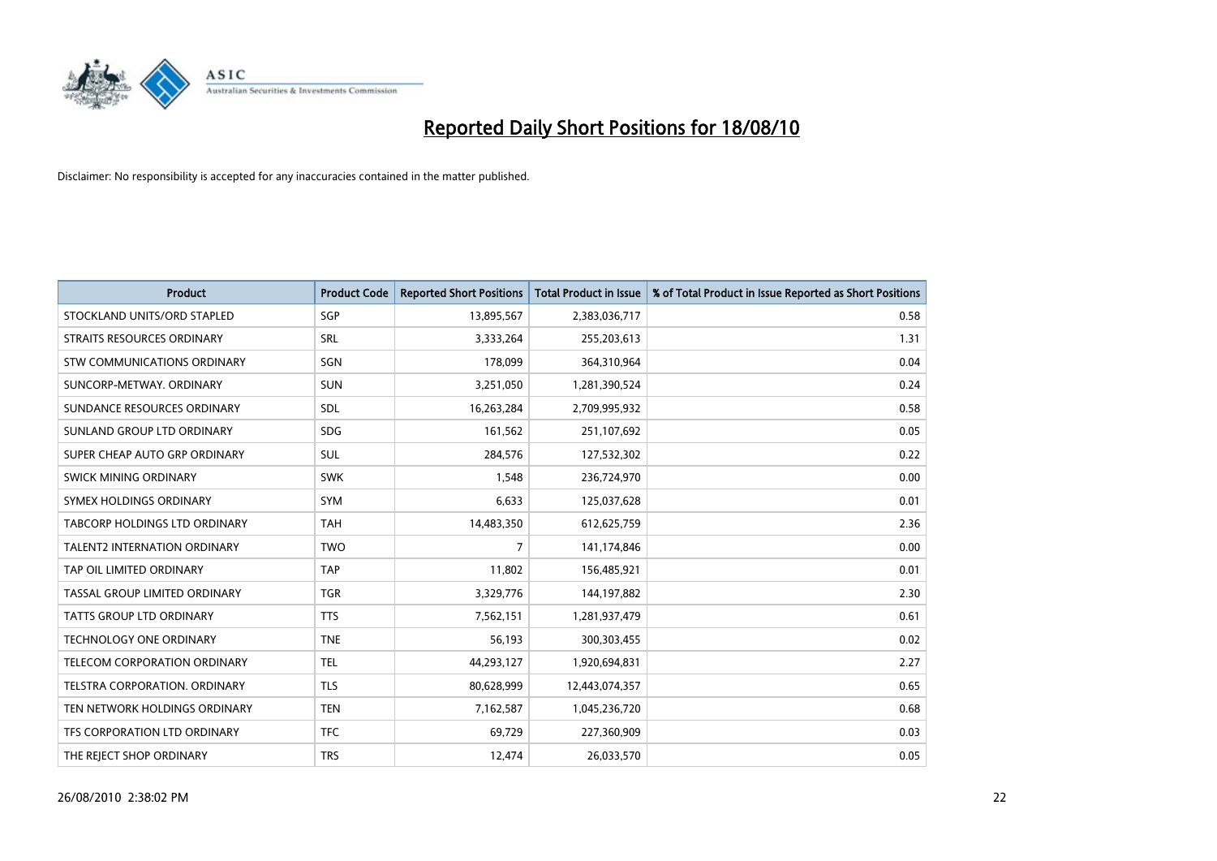# Reported Daily Short Positions for 18/08/10

Disclaimer: No responsibility is accepted for any inaccuracies contained in the matter published.

| Product | Product Code | Reported Short Positions | Total Product in Issue | % of Total Product in Issue Reported as Short Positions |
|---|---|---|---|---|
| STOCKLAND UNITS/ORD STAPLED | SGP | 13,895,567 | 2,383,036,717 | 0.58 |
| STRAITS RESOURCES ORDINARY | SRL | 3,333,264 | 255,203,613 | 1.31 |
| STW COMMUNICATIONS ORDINARY | SGN | 178,099 | 364,310,964 | 0.04 |
| SUNCORP-METWAY. ORDINARY | SUN | 3,251,050 | 1,281,390,524 | 0.24 |
| SUNDANCE RESOURCES ORDINARY | SDL | 16,263,284 | 2,709,995,932 | 0.58 |
| SUNLAND GROUP LTD ORDINARY | SDG | 161,562 | 251,107,692 | 0.05 |
| SUPER CHEAP AUTO GRP ORDINARY | SUL | 284,576 | 127,532,302 | 0.22 |
| SWICK MINING ORDINARY | SWK | 1,548 | 236,724,970 | 0.00 |
| SYMEX HOLDINGS ORDINARY | SYM | 6,633 | 125,037,628 | 0.01 |
| TABCORP HOLDINGS LTD ORDINARY | TAH | 14,483,350 | 612,625,759 | 2.36 |
| TALENT2 INTERNATION ORDINARY | TWO | 7 | 141,174,846 | 0.00 |
| TAP OIL LIMITED ORDINARY | TAP | 11,802 | 156,485,921 | 0.01 |
| TASSAL GROUP LIMITED ORDINARY | TGR | 3,329,776 | 144,197,882 | 2.30 |
| TATTS GROUP LTD ORDINARY | TTS | 7,562,151 | 1,281,937,479 | 0.61 |
| TECHNOLOGY ONE ORDINARY | TNE | 56,193 | 300,303,455 | 0.02 |
| TELECOM CORPORATION ORDINARY | TEL | 44,293,127 | 1,920,694,831 | 2.27 |
| TELSTRA CORPORATION. ORDINARY | TLS | 80,628,999 | 12,443,074,357 | 0.65 |
| TEN NETWORK HOLDINGS ORDINARY | TEN | 7,162,587 | 1,045,236,720 | 0.68 |
| TFS CORPORATION LTD ORDINARY | TFC | 69,729 | 227,360,909 | 0.03 |
| THE REJECT SHOP ORDINARY | TRS | 12,474 | 26,033,570 | 0.05 |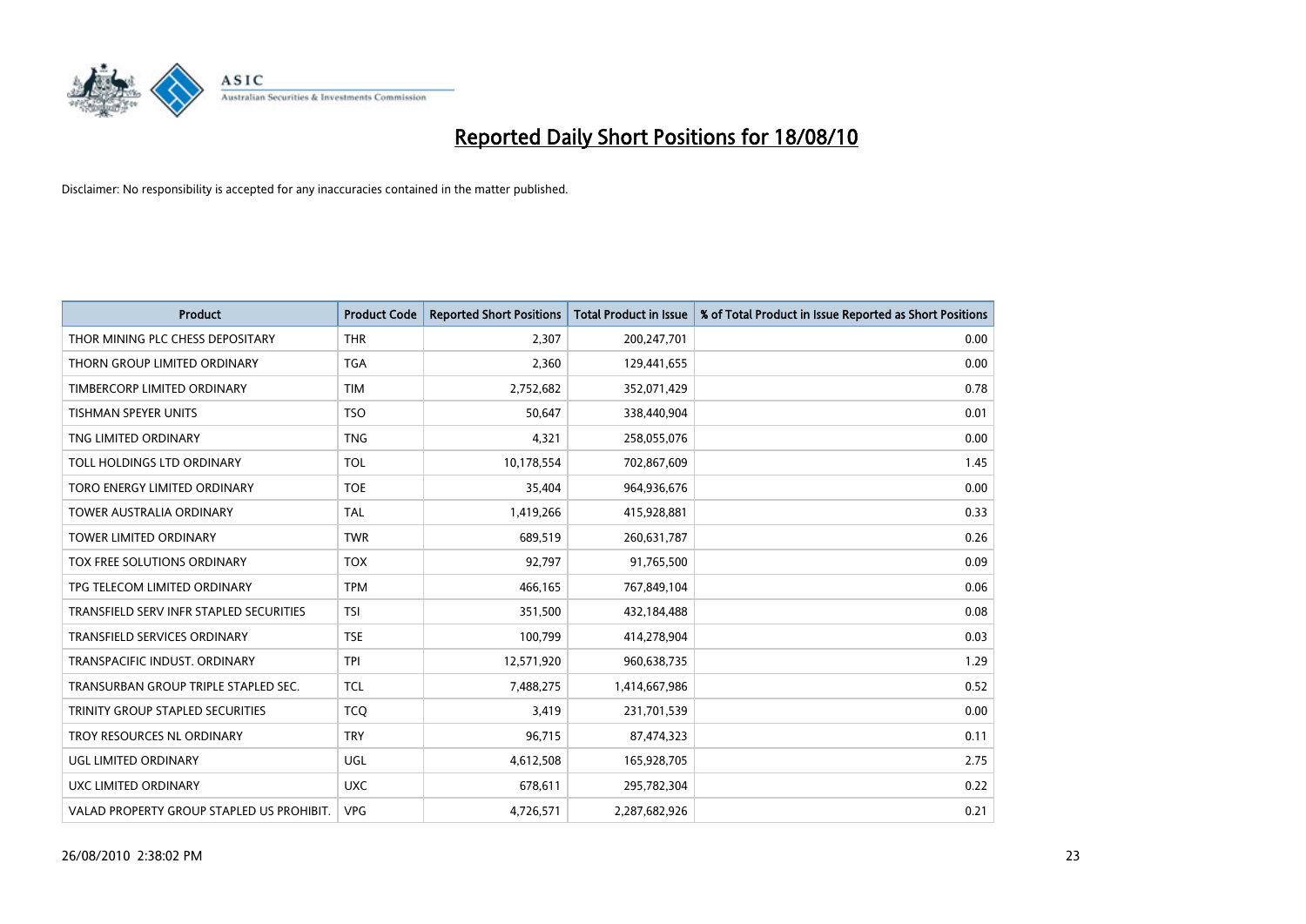# Reported Daily Short Positions for 18/08/10

Disclaimer: No responsibility is accepted for any inaccuracies contained in the matter published.

| Product | Product Code | Reported Short Positions | Total Product in Issue | % of Total Product in Issue Reported as Short Positions |
|---|---|---|---|---|
| THOR MINING PLC CHESS DEPOSITARY | THR | 2,307 | 200,247,701 | 0.00 |
| THORN GROUP LIMITED ORDINARY | TGA | 2,360 | 129,441,655 | 0.00 |
| TIMBERCORP LIMITED ORDINARY | TIM | 2,752,682 | 352,071,429 | 0.78 |
| TISHMAN SPEYER UNITS | TSO | 50,647 | 338,440,904 | 0.01 |
| TNG LIMITED ORDINARY | TNG | 4,321 | 258,055,076 | 0.00 |
| TOLL HOLDINGS LTD ORDINARY | TOL | 10,178,554 | 702,867,609 | 1.45 |
| TORO ENERGY LIMITED ORDINARY | TOE | 35,404 | 964,936,676 | 0.00 |
| TOWER AUSTRALIA ORDINARY | TAL | 1,419,266 | 415,928,881 | 0.33 |
| TOWER LIMITED ORDINARY | TWR | 689,519 | 260,631,787 | 0.26 |
| TOX FREE SOLUTIONS ORDINARY | TOX | 92,797 | 91,765,500 | 0.09 |
| TPG TELECOM LIMITED ORDINARY | TPM | 466,165 | 767,849,104 | 0.06 |
| TRANSFIELD SERV INFR STAPLED SECURITIES | TSI | 351,500 | 432,184,488 | 0.08 |
| TRANSFIELD SERVICES ORDINARY | TSE | 100,799 | 414,278,904 | 0.03 |
| TRANSPACIFIC INDUST. ORDINARY | TPI | 12,571,920 | 960,638,735 | 1.29 |
| TRANSURBAN GROUP TRIPLE STAPLED SEC. | TCL | 7,488,275 | 1,414,667,986 | 0.52 |
| TRINITY GROUP STAPLED SECURITIES | TCQ | 3,419 | 231,701,539 | 0.00 |
| TROY RESOURCES NL ORDINARY | TRY | 96,715 | 87,474,323 | 0.11 |
| UGL LIMITED ORDINARY | UGL | 4,612,508 | 165,928,705 | 2.75 |
| UXC LIMITED ORDINARY | UXC | 678,611 | 295,782,304 | 0.22 |
| VALAD PROPERTY GROUP STAPLED US PROHIBIT. | VPG | 4,726,571 | 2,287,682,926 | 0.21 |

26/08/2010 2:38:02 PM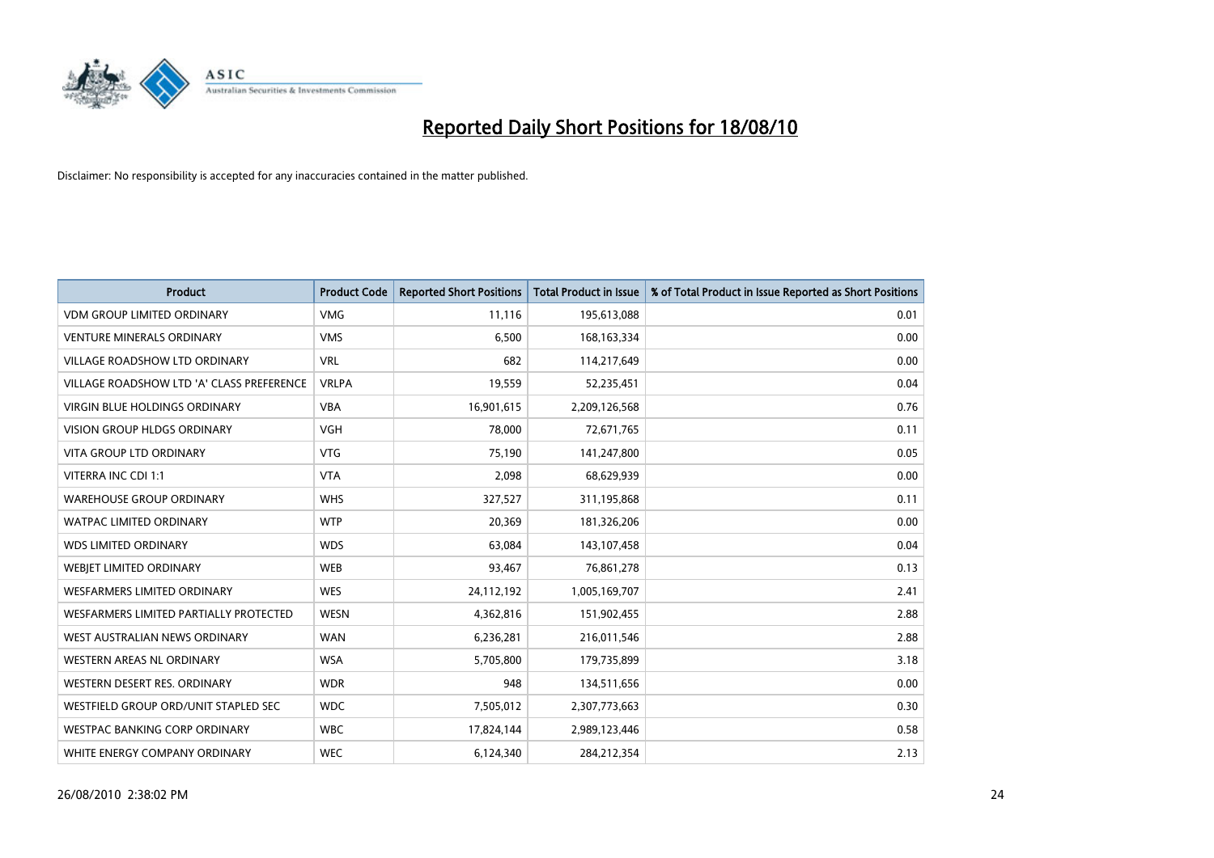# Reported Daily Short Positions for 18/08/10

Disclaimer: No responsibility is accepted for any inaccuracies contained in the matter published.

| Product | Product Code | Reported Short Positions | Total Product in Issue | % of Total Product in Issue Reported as Short Positions |
|---|---|---|---|---|
| VDM GROUP LIMITED ORDINARY | VMG | 11,116 | 195,613,088 | 0.01 |
| VENTURE MINERALS ORDINARY | VMS | 6,500 | 168,163,334 | 0.00 |
| VILLAGE ROADSHOW LTD ORDINARY | VRL | 682 | 114,217,649 | 0.00 |
| VILLAGE ROADSHOW LTD 'A' CLASS PREFERENCE | VRLPA | 19,559 | 52,235,451 | 0.04 |
| VIRGIN BLUE HOLDINGS ORDINARY | VBA | 16,901,615 | 2,209,126,568 | 0.76 |
| VISION GROUP HLDGS ORDINARY | VGH | 78,000 | 72,671,765 | 0.11 |
| VITA GROUP LTD ORDINARY | VTG | 75,190 | 141,247,800 | 0.05 |
| VITERRA INC CDI 1:1 | VTA | 2,098 | 68,629,939 | 0.00 |
| WAREHOUSE GROUP ORDINARY | WHS | 327,527 | 311,195,868 | 0.11 |
| WATPAC LIMITED ORDINARY | WTP | 20,369 | 181,326,206 | 0.00 |
| WDS LIMITED ORDINARY | WDS | 63,084 | 143,107,458 | 0.04 |
| WEBJET LIMITED ORDINARY | WEB | 93,467 | 76,861,278 | 0.13 |
| WESFARMERS LIMITED ORDINARY | WES | 24,112,192 | 1,005,169,707 | 2.41 |
| WESFARMERS LIMITED PARTIALLY PROTECTED | WESN | 4,362,816 | 151,902,455 | 2.88 |
| WEST AUSTRALIAN NEWS ORDINARY | WAN | 6,236,281 | 216,011,546 | 2.88 |
| WESTERN AREAS NL ORDINARY | WSA | 5,705,800 | 179,735,899 | 3.18 |
| WESTERN DESERT RES. ORDINARY | WDR | 948 | 134,511,656 | 0.00 |
| WESTFIELD GROUP ORD/UNIT STAPLED SEC | WDC | 7,505,012 | 2,307,773,663 | 0.30 |
| WESTPAC BANKING CORP ORDINARY | WBC | 17,824,144 | 2,989,123,446 | 0.58 |
| WHITE ENERGY COMPANY ORDINARY | WEC | 6,124,340 | 284,212,354 | 2.13 |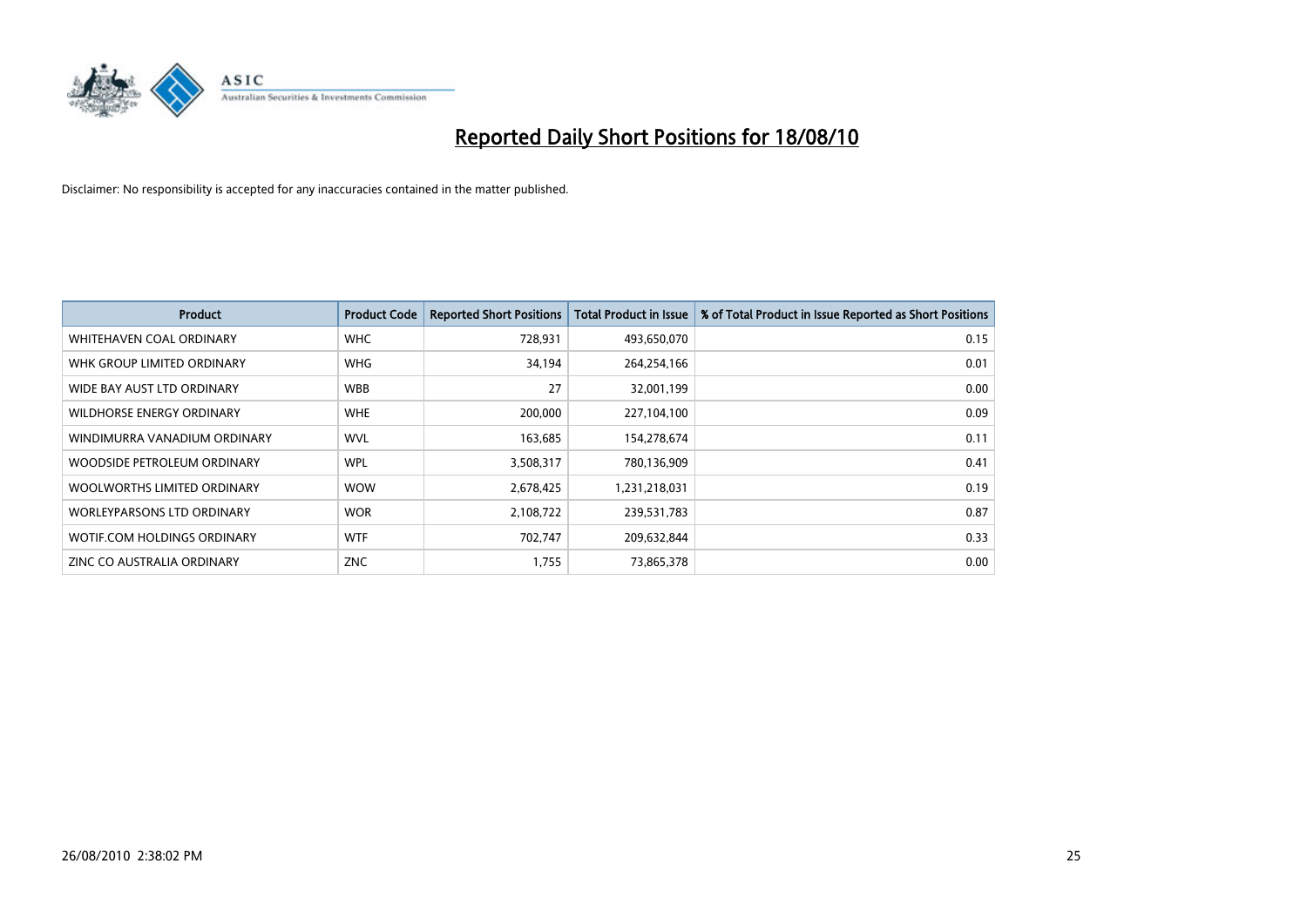# Reported Daily Short Positions for 18/08/10

Disclaimer: No responsibility is accepted for any inaccuracies contained in the matter published.

| Product | Product Code | Reported Short Positions | Total Product in Issue | % of Total Product in Issue Reported as Short Positions |
|---|---|---|---|---|
| WHITEHAVEN COAL ORDINARY | WHC | 728,931 | 493,650,070 | 0.15 |
| WHK GROUP LIMITED ORDINARY | WHG | 34,194 | 264,254,166 | 0.01 |
| WIDE BAY AUST LTD ORDINARY | WBB | 27 | 32,001,199 | 0.00 |
| WILDHORSE ENERGY ORDINARY | WHE | 200,000 | 227,104,100 | 0.09 |
| WINDIMURRA VANADIUM ORDINARY | WVL | 163,685 | 154,278,674 | 0.11 |
| WOODSIDE PETROLEUM ORDINARY | WPL | 3,508,317 | 780,136,909 | 0.41 |
| WOOLWORTHS LIMITED ORDINARY | WOW | 2,678,425 | 1,231,218,031 | 0.19 |
| WORLEYPARSONS LTD ORDINARY | WOR | 2,108,722 | 239,531,783 | 0.87 |
| WOTIF.COM HOLDINGS ORDINARY | WTF | 702,747 | 209,632,844 | 0.33 |
| ZINC CO AUSTRALIA ORDINARY | ZNC | 1,755 | 73,865,378 | 0.00 |